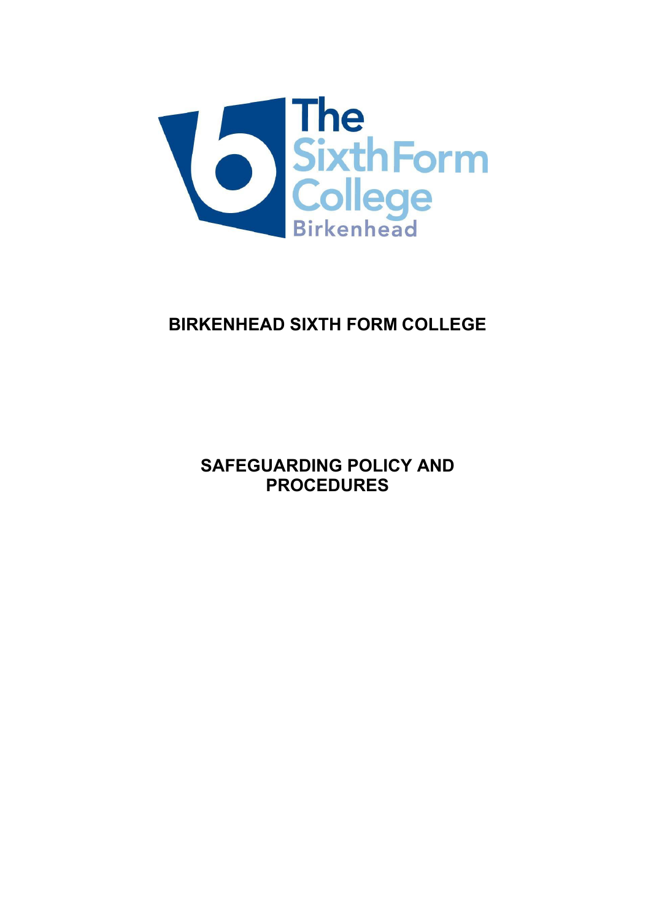# BIRKENHEAD SIXTH FORM COLLEGE

## SAFEGUARDING POLICY AND PROCEDURES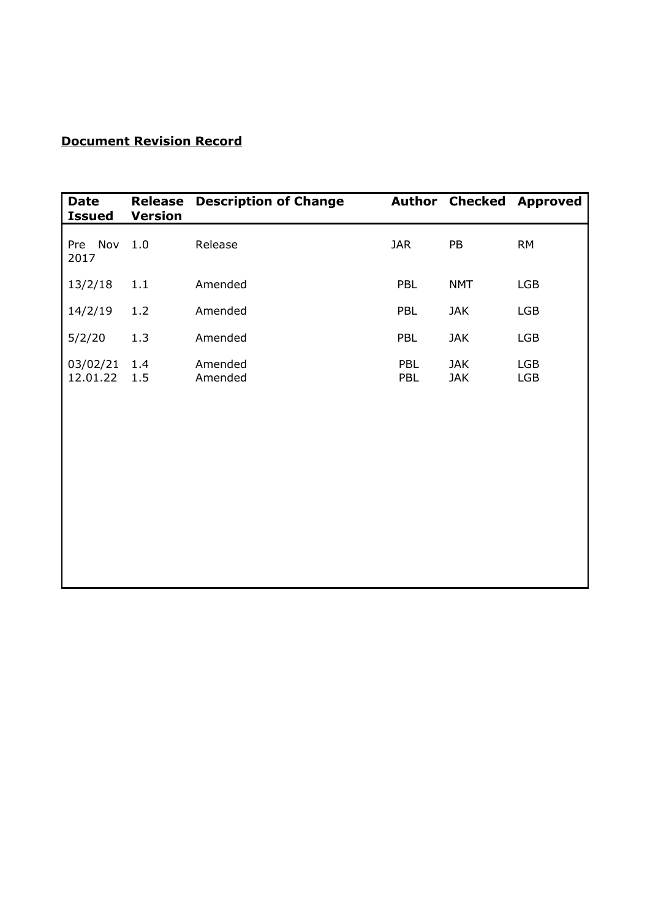**Document Revision Record**

| Date Issued | Release Version | Description of Change | Author | Checked | Approved |
|---|---|---|---|---|---|
| Pre Nov 2017 | 1.0 | Release | JAR | PB | RM |
| 13/2/18 | 1.1 | Amended | PBL | NMT | LGB |
| 14/2/19 | 1.2 | Amended | PBL | JAK | LGB |
| 5/2/20 | 1.3 | Amended | PBL | JAK | LGB |
| 03/02/21 | 1.4 | Amended | PBL | JAK | LGB |
| 12.01.22 | 1.5 | Amended | PBL | JAK | LGB |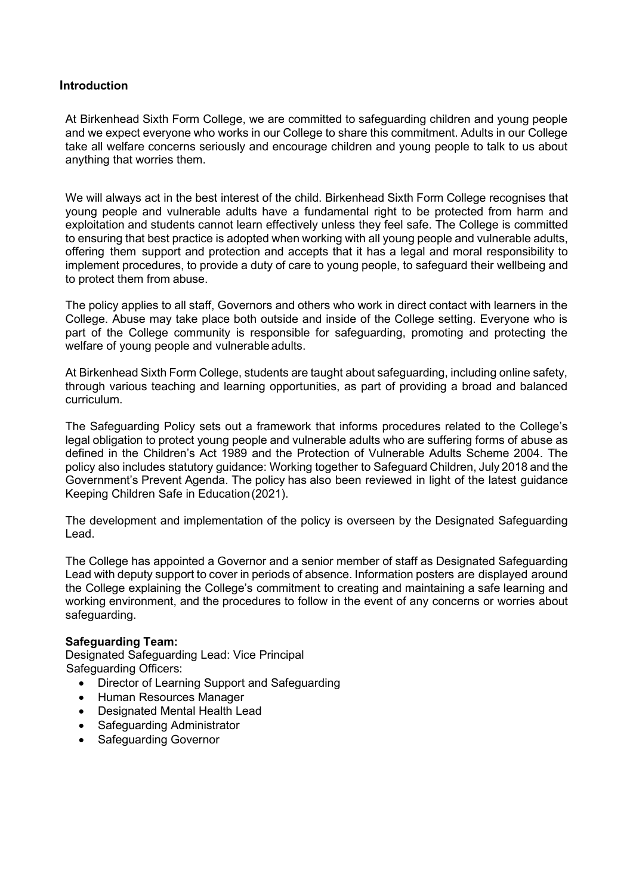## Introduction

At Birkenhead Sixth Form College, we are committed to safeguarding children and young people and we expect everyone who works in our College to share this commitment. Adults in our College take all welfare concerns seriously and encourage children and young people to talk to us about anything that worries them.

We will always act in the best interest of the child. Birkenhead Sixth Form College recognises that young people and vulnerable adults have a fundamental right to be protected from harm and exploitation and students cannot learn effectively unless they feel safe. The College is committed to ensuring that best practice is adopted when working with all young people and vulnerable adults, offering them support and protection and accepts that it has a legal and moral responsibility to implement procedures, to provide a duty of care to young people, to safeguard their wellbeing and to protect them from abuse.

The policy applies to all staff, Governors and others who work in direct contact with learners in the College. Abuse may take place both outside and inside of the College setting. Everyone who is part of the College community is responsible for safeguarding, promoting and protecting the welfare of young people and vulnerable adults.

At Birkenhead Sixth Form College, students are taught about safeguarding, including online safety, through various teaching and learning opportunities, as part of providing a broad and balanced curriculum.

The Safeguarding Policy sets out a framework that informs procedures related to the College's legal obligation to protect young people and vulnerable adults who are suffering forms of abuse as defined in the Children's Act 1989 and the Protection of Vulnerable Adults Scheme 2004. The policy also includes statutory guidance: Working together to Safeguard Children, July 2018 and the Government's Prevent Agenda. The policy has also been reviewed in light of the latest guidance Keeping Children Safe in Education (2021).

The development and implementation of the policy is overseen by the Designated Safeguarding Lead.

The College has appointed a Governor and a senior member of staff as Designated Safeguarding Lead with deputy support to cover in periods of absence. Information posters are displayed around the College explaining the College's commitment to creating and maintaining a safe learning and working environment, and the procedures to follow in the event of any concerns or worries about safeguarding.

**Safeguarding Team:**

Designated Safeguarding Lead: Vice Principal

Safeguarding Officers:

- Director of Learning Support and Safeguarding
- Human Resources Manager
- Designated Mental Health Lead
- Safeguarding Administrator
- Safeguarding Governor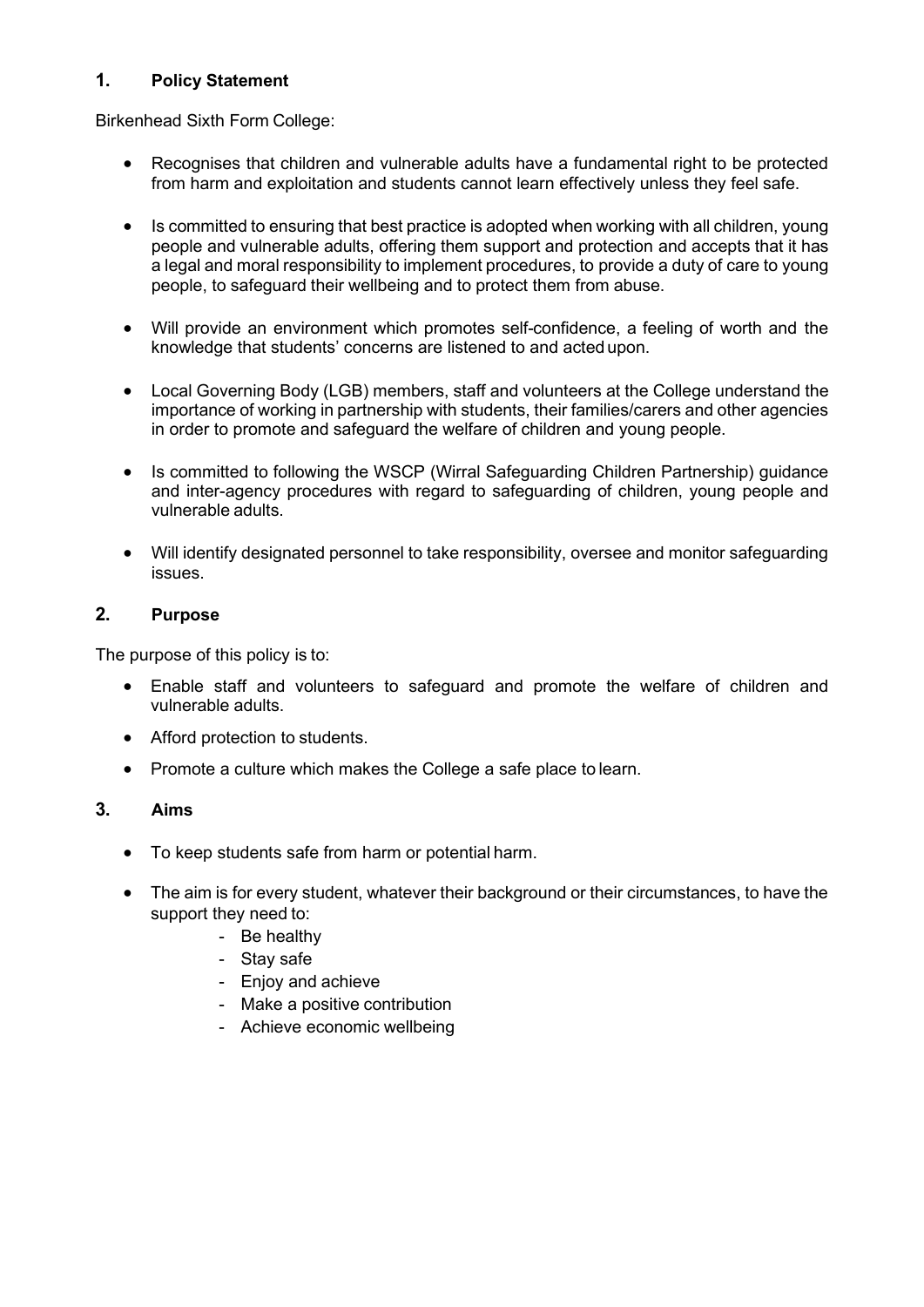## 1. Policy Statement

Birkenhead Sixth Form College:

- Recognises that children and vulnerable adults have a fundamental right to be protected from harm and exploitation and students cannot learn effectively unless they feel safe.
- Is committed to ensuring that best practice is adopted when working with all children, young people and vulnerable adults, offering them support and protection and accepts that it has a legal and moral responsibility to implement procedures, to provide a duty of care to young people, to safeguard their wellbeing and to protect them from abuse.
- Will provide an environment which promotes self-confidence, a feeling of worth and the knowledge that students' concerns are listened to and acted upon.
- Local Governing Body (LGB) members, staff and volunteers at the College understand the importance of working in partnership with students, their families/carers and other agencies in order to promote and safeguard the welfare of children and young people.
- Is committed to following the WSCP (Wirral Safeguarding Children Partnership) guidance and inter-agency procedures with regard to safeguarding of children, young people and vulnerable adults.
- Will identify designated personnel to take responsibility, oversee and monitor safeguarding issues.

## 2. Purpose

The purpose of this policy is to:

- Enable staff and volunteers to safeguard and promote the welfare of children and vulnerable adults.
- Afford protection to students.
- Promote a culture which makes the College a safe place to learn.

## 3. Aims

- To keep students safe from harm or potential harm.
- The aim is for every student, whatever their background or their circumstances, to have the support they need to:
  - Be healthy
  - Stay safe
  - Enjoy and achieve
  - Make a positive contribution
  - Achieve economic wellbeing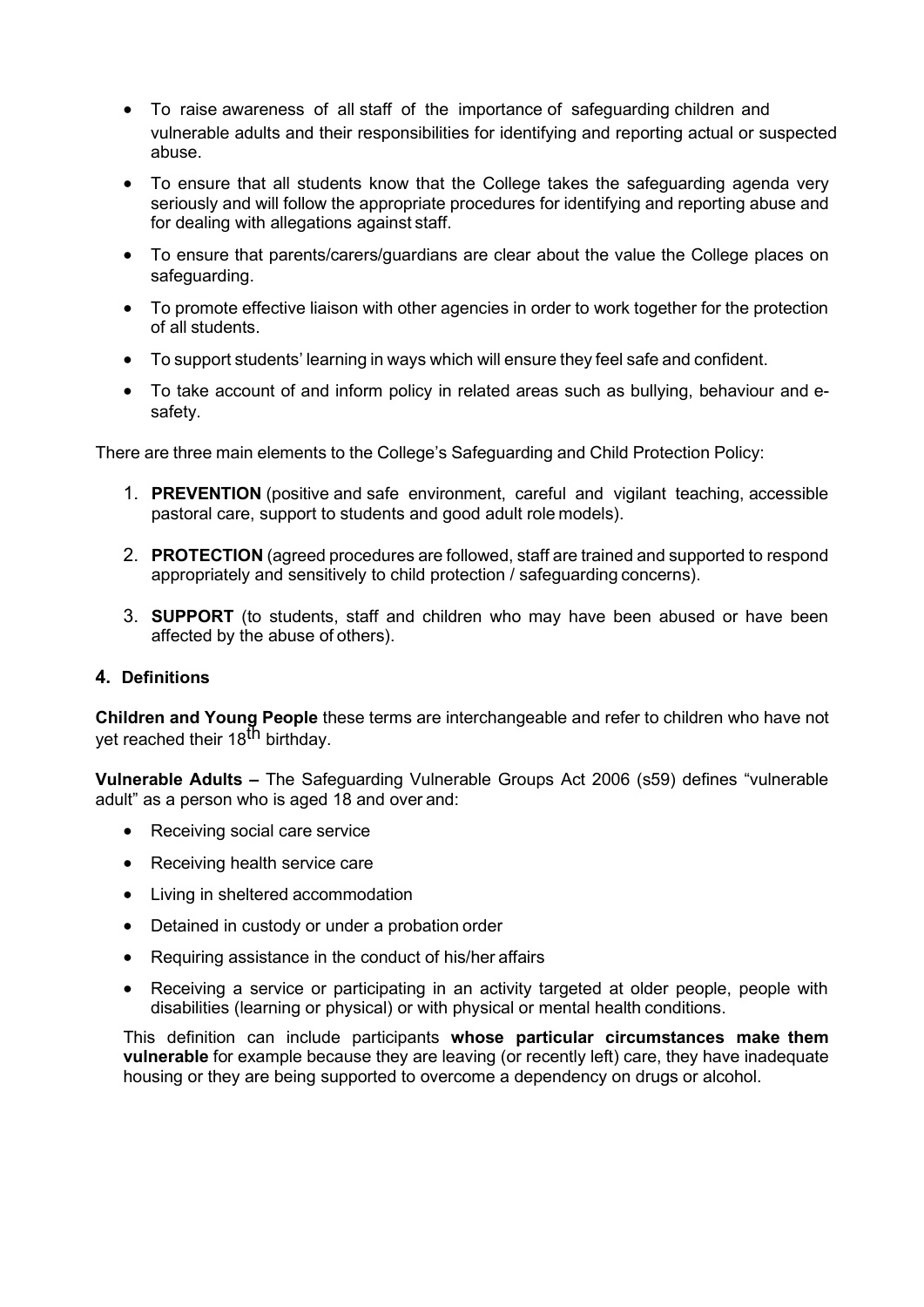- To raise awareness of all staff of the importance of safeguarding children and vulnerable adults and their responsibilities for identifying and reporting actual or suspected abuse.
- To ensure that all students know that the College takes the safeguarding agenda very seriously and will follow the appropriate procedures for identifying and reporting abuse and for dealing with allegations against staff.
- To ensure that parents/carers/guardians are clear about the value the College places on safeguarding.
- To promote effective liaison with other agencies in order to work together for the protection of all students.
- To support students' learning in ways which will ensure they feel safe and confident.
- To take account of and inform policy in related areas such as bullying, behaviour and e-safety.

There are three main elements to the College's Safeguarding and Child Protection Policy:

1. **PREVENTION** (positive and safe environment, careful and vigilant teaching, accessible pastoral care, support to students and good adult role models).
2. **PROTECTION** (agreed procedures are followed, staff are trained and supported to respond appropriately and sensitively to child protection / safeguarding concerns).
3. **SUPPORT** (to students, staff and children who may have been abused or have been affected by the abuse of others).

## 4. Definitions

**Children and Young People** these terms are interchangeable and refer to children who have not yet reached their 18th birthday.

**Vulnerable Adults –** The Safeguarding Vulnerable Groups Act 2006 (s59) defines "vulnerable adult" as a person who is aged 18 and over and:

- Receiving social care service
- Receiving health service care
- Living in sheltered accommodation
- Detained in custody or under a probation order
- Requiring assistance in the conduct of his/her affairs
- Receiving a service or participating in an activity targeted at older people, people with disabilities (learning or physical) or with physical or mental health conditions.

This definition can include participants **whose particular circumstances make them vulnerable** for example because they are leaving (or recently left) care, they have inadequate housing or they are being supported to overcome a dependency on drugs or alcohol.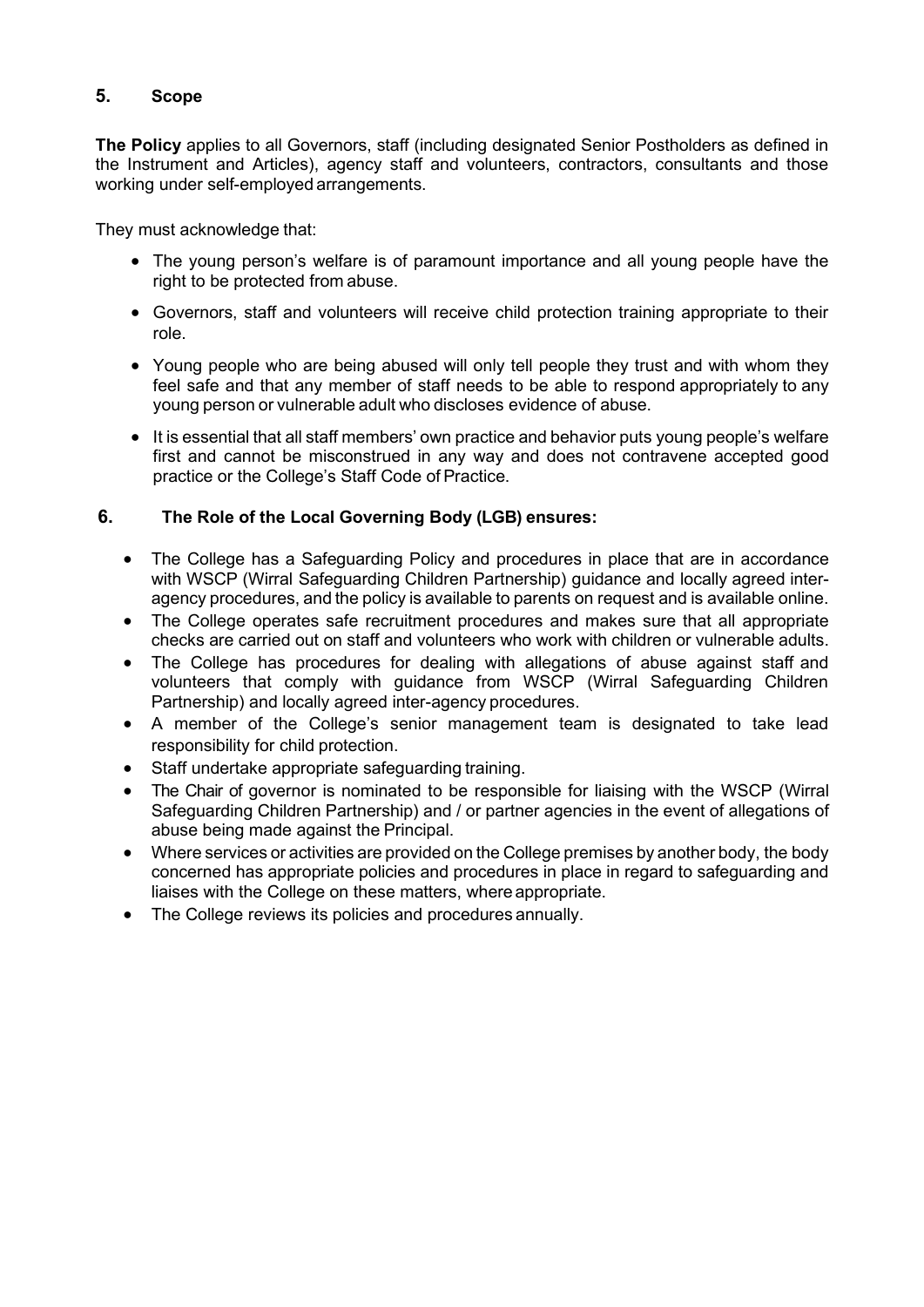## 5. Scope

**The Policy** applies to all Governors, staff (including designated Senior Postholders as defined in the Instrument and Articles), agency staff and volunteers, contractors, consultants and those working under self-employed arrangements.

They must acknowledge that:

- The young person's welfare is of paramount importance and all young people have the right to be protected from abuse.
- Governors, staff and volunteers will receive child protection training appropriate to their role.
- Young people who are being abused will only tell people they trust and with whom they feel safe and that any member of staff needs to be able to respond appropriately to any young person or vulnerable adult who discloses evidence of abuse.
- It is essential that all staff members' own practice and behavior puts young people's welfare first and cannot be misconstrued in any way and does not contravene accepted good practice or the College's Staff Code of Practice.

## 6. The Role of the Local Governing Body (LGB) ensures:

- The College has a Safeguarding Policy and procedures in place that are in accordance with WSCP (Wirral Safeguarding Children Partnership) guidance and locally agreed inter-agency procedures, and the policy is available to parents on request and is available online.
- The College operates safe recruitment procedures and makes sure that all appropriate checks are carried out on staff and volunteers who work with children or vulnerable adults.
- The College has procedures for dealing with allegations of abuse against staff and volunteers that comply with guidance from WSCP (Wirral Safeguarding Children Partnership) and locally agreed inter-agency procedures.
- A member of the College's senior management team is designated to take lead responsibility for child protection.
- Staff undertake appropriate safeguarding training.
- The Chair of governor is nominated to be responsible for liaising with the WSCP (Wirral Safeguarding Children Partnership) and / or partner agencies in the event of allegations of abuse being made against the Principal.
- Where services or activities are provided on the College premises by another body, the body concerned has appropriate policies and procedures in place in regard to safeguarding and liaises with the College on these matters, where appropriate.
- The College reviews its policies and procedures annually.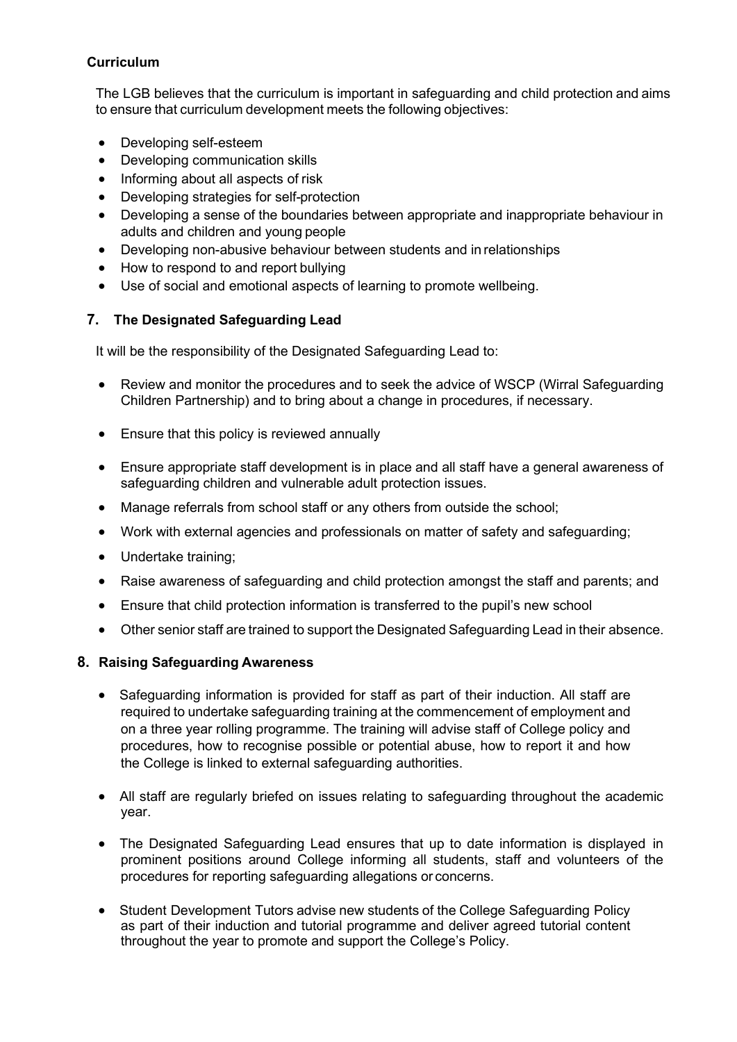**Curriculum**

The LGB believes that the curriculum is important in safeguarding and child protection and aims to ensure that curriculum development meets the following objectives:

- Developing self-esteem
- Developing communication skills
- Informing about all aspects of risk
- Developing strategies for self-protection
- Developing a sense of the boundaries between appropriate and inappropriate behaviour in adults and children and young people
- Developing non-abusive behaviour between students and in relationships
- How to respond to and report bullying
- Use of social and emotional aspects of learning to promote wellbeing.

## 7. The Designated Safeguarding Lead

It will be the responsibility of the Designated Safeguarding Lead to:

- Review and monitor the procedures and to seek the advice of WSCP (Wirral Safeguarding Children Partnership) and to bring about a change in procedures, if necessary.
- Ensure that this policy is reviewed annually
- Ensure appropriate staff development is in place and all staff have a general awareness of safeguarding children and vulnerable adult protection issues.
- Manage referrals from school staff or any others from outside the school;
- Work with external agencies and professionals on matter of safety and safeguarding;
- Undertake training;
- Raise awareness of safeguarding and child protection amongst the staff and parents; and
- Ensure that child protection information is transferred to the pupil's new school
- Other senior staff are trained to support the Designated Safeguarding Lead in their absence.

## 8. Raising Safeguarding Awareness

- Safeguarding information is provided for staff as part of their induction. All staff are required to undertake safeguarding training at the commencement of employment and on a three year rolling programme. The training will advise staff of College policy and procedures, how to recognise possible or potential abuse, how to report it and how the College is linked to external safeguarding authorities.
- All staff are regularly briefed on issues relating to safeguarding throughout the academic year.
- The Designated Safeguarding Lead ensures that up to date information is displayed in prominent positions around College informing all students, staff and volunteers of the procedures for reporting safeguarding allegations or concerns.
- Student Development Tutors advise new students of the College Safeguarding Policy as part of their induction and tutorial programme and deliver agreed tutorial content throughout the year to promote and support the College's Policy.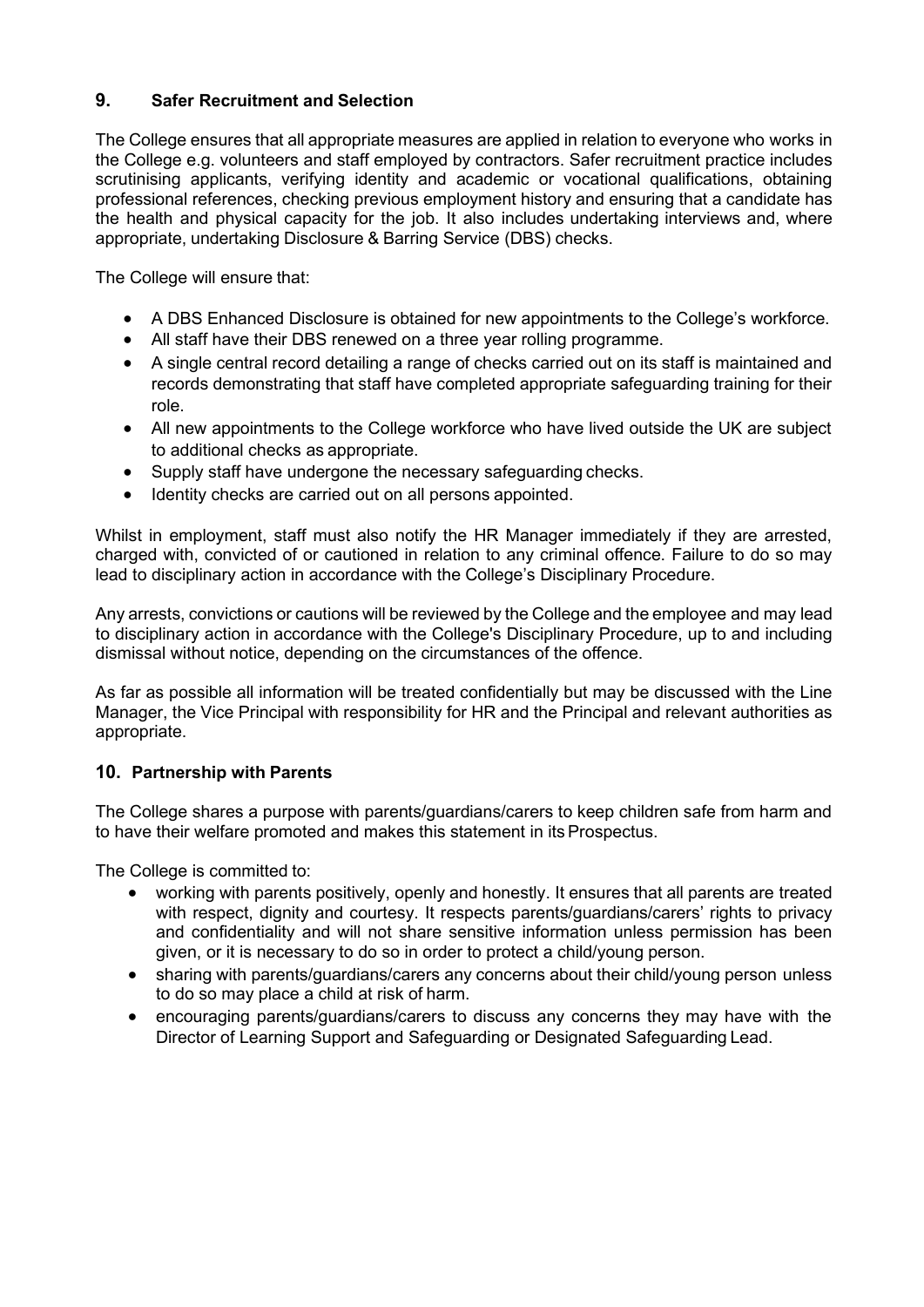## 9. Safer Recruitment and Selection

The College ensures that all appropriate measures are applied in relation to everyone who works in the College e.g. volunteers and staff employed by contractors. Safer recruitment practice includes scrutinising applicants, verifying identity and academic or vocational qualifications, obtaining professional references, checking previous employment history and ensuring that a candidate has the health and physical capacity for the job. It also includes undertaking interviews and, where appropriate, undertaking Disclosure & Barring Service (DBS) checks.

The College will ensure that:

- A DBS Enhanced Disclosure is obtained for new appointments to the College's workforce.
- All staff have their DBS renewed on a three year rolling programme.
- A single central record detailing a range of checks carried out on its staff is maintained and records demonstrating that staff have completed appropriate safeguarding training for their role.
- All new appointments to the College workforce who have lived outside the UK are subject to additional checks as appropriate.
- Supply staff have undergone the necessary safeguarding checks.
- Identity checks are carried out on all persons appointed.

Whilst in employment, staff must also notify the HR Manager immediately if they are arrested, charged with, convicted of or cautioned in relation to any criminal offence. Failure to do so may lead to disciplinary action in accordance with the College's Disciplinary Procedure.

Any arrests, convictions or cautions will be reviewed by the College and the employee and may lead to disciplinary action in accordance with the College's Disciplinary Procedure, up to and including dismissal without notice, depending on the circumstances of the offence.

As far as possible all information will be treated confidentially but may be discussed with the Line Manager, the Vice Principal with responsibility for HR and the Principal and relevant authorities as appropriate.

## 10. Partnership with Parents

The College shares a purpose with parents/guardians/carers to keep children safe from harm and to have their welfare promoted and makes this statement in its Prospectus.

The College is committed to:

- working with parents positively, openly and honestly. It ensures that all parents are treated with respect, dignity and courtesy. It respects parents/guardians/carers' rights to privacy and confidentiality and will not share sensitive information unless permission has been given, or it is necessary to do so in order to protect a child/young person.
- sharing with parents/guardians/carers any concerns about their child/young person unless to do so may place a child at risk of harm.
- encouraging parents/guardians/carers to discuss any concerns they may have with the Director of Learning Support and Safeguarding or Designated Safeguarding Lead.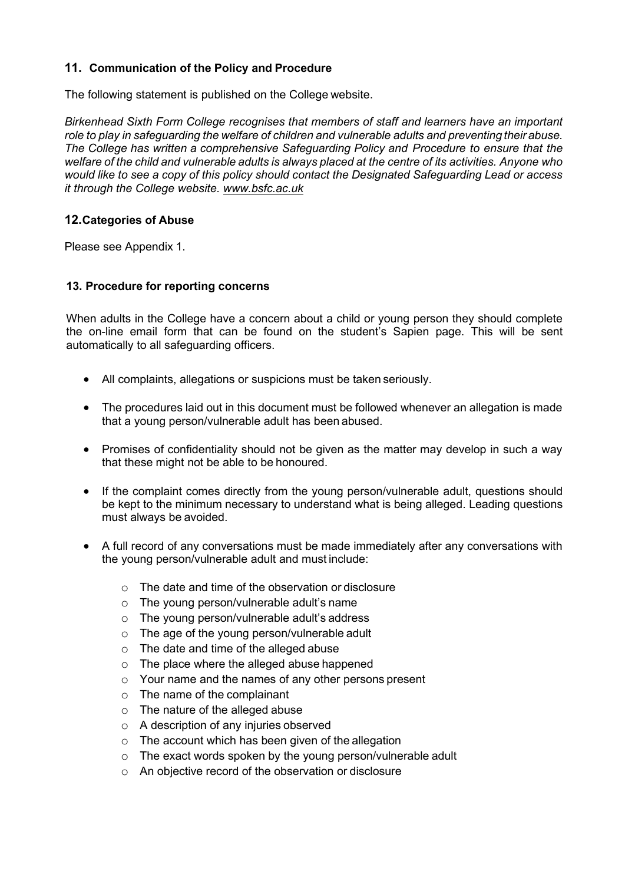## 11. Communication of the Policy and Procedure

The following statement is published on the College website.

*Birkenhead Sixth Form College recognises that members of staff and learners have an important role to play in safeguarding the welfare of children and vulnerable adults and preventing their abuse. The College has written a comprehensive Safeguarding Policy and Procedure to ensure that the welfare of the child and vulnerable adults is always placed at the centre of its activities. Anyone who would like to see a copy of this policy should contact the Designated Safeguarding Lead or access it through the College website. www.bsfc.ac.uk*

## 12. Categories of Abuse

Please see Appendix 1.

## 13. Procedure for reporting concerns

When adults in the College have a concern about a child or young person they should complete the on-line email form that can be found on the student's Sapien page. This will be sent automatically to all safeguarding officers.

- All complaints, allegations or suspicions must be taken seriously.
- The procedures laid out in this document must be followed whenever an allegation is made that a young person/vulnerable adult has been abused.
- Promises of confidentiality should not be given as the matter may develop in such a way that these might not be able to be honoured.
- If the complaint comes directly from the young person/vulnerable adult, questions should be kept to the minimum necessary to understand what is being alleged. Leading questions must always be avoided.
- A full record of any conversations must be made immediately after any conversations with the young person/vulnerable adult and must include:
    - The date and time of the observation or disclosure
    - The young person/vulnerable adult's name
    - The young person/vulnerable adult's address
    - The age of the young person/vulnerable adult
    - The date and time of the alleged abuse
    - The place where the alleged abuse happened
    - Your name and the names of any other persons present
    - The name of the complainant
    - The nature of the alleged abuse
    - A description of any injuries observed
    - The account which has been given of the allegation
    - The exact words spoken by the young person/vulnerable adult
    - An objective record of the observation or disclosure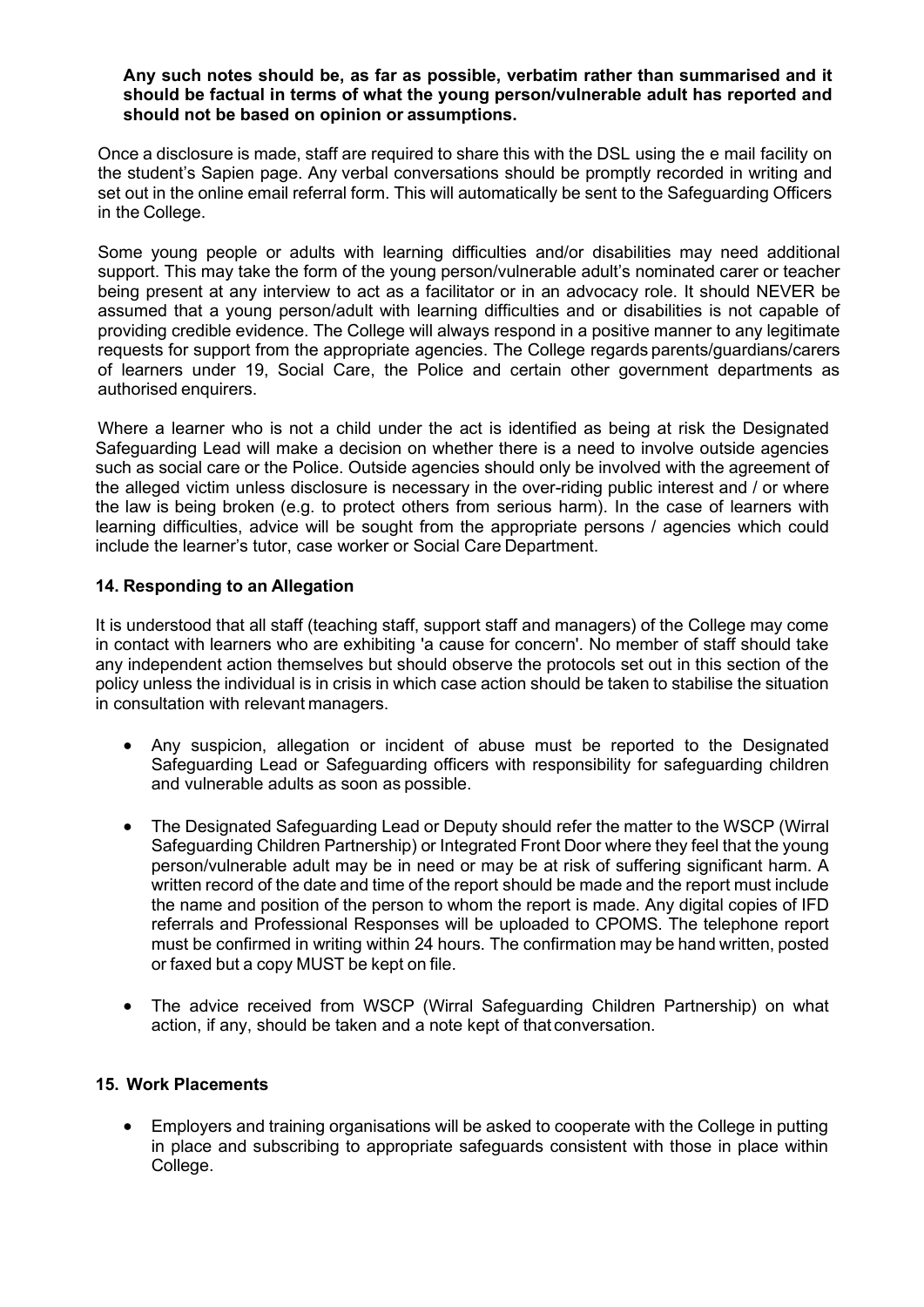**Any such notes should be, as far as possible, verbatim rather than summarised and it should be factual in terms of what the young person/vulnerable adult has reported and should not be based on opinion or assumptions.**

Once a disclosure is made, staff are required to share this with the DSL using the e mail facility on the student's Sapien page. Any verbal conversations should be promptly recorded in writing and set out in the online email referral form. This will automatically be sent to the Safeguarding Officers in the College.

Some young people or adults with learning difficulties and/or disabilities may need additional support. This may take the form of the young person/vulnerable adult's nominated carer or teacher being present at any interview to act as a facilitator or in an advocacy role. It should NEVER be assumed that a young person/adult with learning difficulties and or disabilities is not capable of providing credible evidence. The College will always respond in a positive manner to any legitimate requests for support from the appropriate agencies. The College regards parents/guardians/carers of learners under 19, Social Care, the Police and certain other government departments as authorised enquirers.

Where a learner who is not a child under the act is identified as being at risk the Designated Safeguarding Lead will make a decision on whether there is a need to involve outside agencies such as social care or the Police. Outside agencies should only be involved with the agreement of the alleged victim unless disclosure is necessary in the over-riding public interest and / or where the law is being broken (e.g. to protect others from serious harm). In the case of learners with learning difficulties, advice will be sought from the appropriate persons / agencies which could include the learner's tutor, case worker or Social Care Department.

## 14. Responding to an Allegation

It is understood that all staff (teaching staff, support staff and managers) of the College may come in contact with learners who are exhibiting 'a cause for concern'. No member of staff should take any independent action themselves but should observe the protocols set out in this section of the policy unless the individual is in crisis in which case action should be taken to stabilise the situation in consultation with relevant managers.

- Any suspicion, allegation or incident of abuse must be reported to the Designated Safeguarding Lead or Safeguarding officers with responsibility for safeguarding children and vulnerable adults as soon as possible.
- The Designated Safeguarding Lead or Deputy should refer the matter to the WSCP (Wirral Safeguarding Children Partnership) or Integrated Front Door where they feel that the young person/vulnerable adult may be in need or may be at risk of suffering significant harm. A written record of the date and time of the report should be made and the report must include the name and position of the person to whom the report is made. Any digital copies of IFD referrals and Professional Responses will be uploaded to CPOMS. The telephone report must be confirmed in writing within 24 hours. The confirmation may be hand written, posted or faxed but a copy MUST be kept on file.
- The advice received from WSCP (Wirral Safeguarding Children Partnership) on what action, if any, should be taken and a note kept of that conversation.

## 15. Work Placements

- Employers and training organisations will be asked to cooperate with the College in putting in place and subscribing to appropriate safeguards consistent with those in place within College.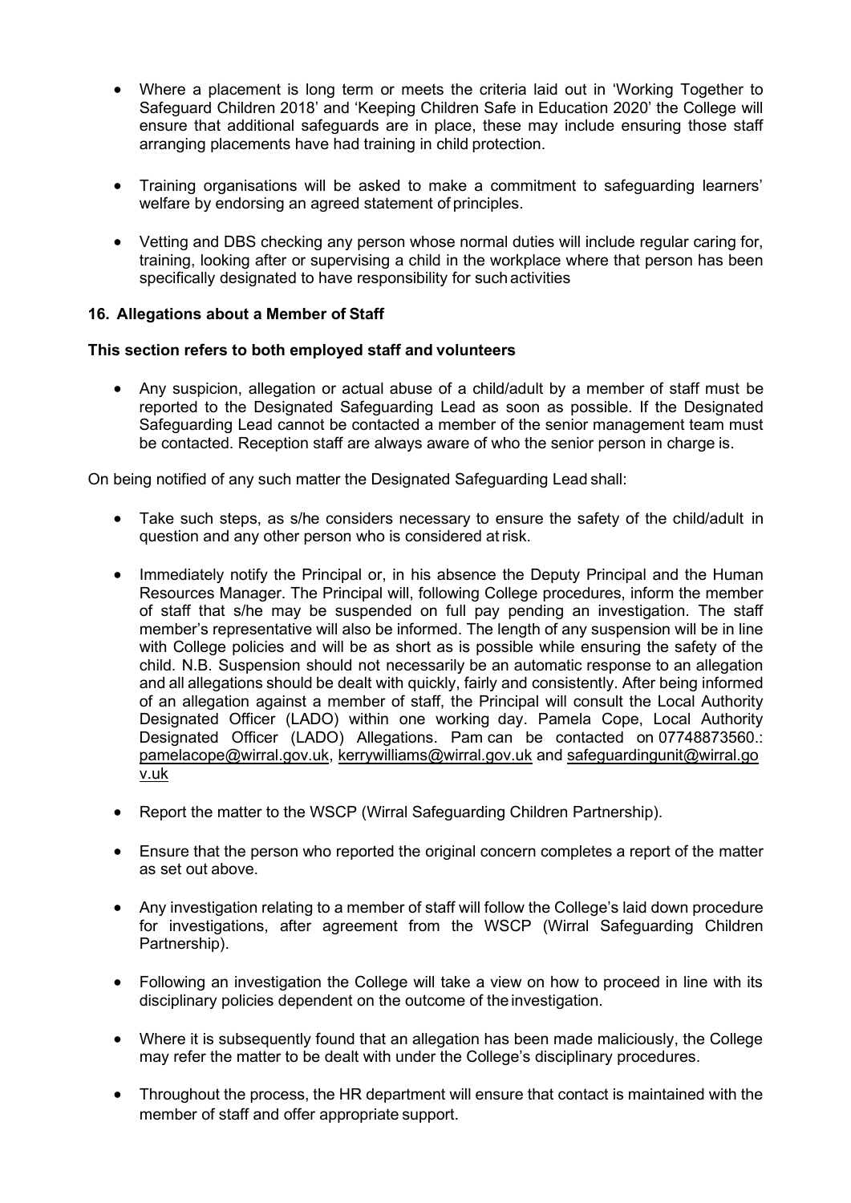- Where a placement is long term or meets the criteria laid out in 'Working Together to Safeguard Children 2018' and 'Keeping Children Safe in Education 2020' the College will ensure that additional safeguards are in place, these may include ensuring those staff arranging placements have had training in child protection.

- Training organisations will be asked to make a commitment to safeguarding learners' welfare by endorsing an agreed statement of principles.

- Vetting and DBS checking any person whose normal duties will include regular caring for, training, looking after or supervising a child in the workplace where that person has been specifically designated to have responsibility for such activities

### 16. Allegations about a Member of Staff

**This section refers to both employed staff and volunteers**

- Any suspicion, allegation or actual abuse of a child/adult by a member of staff must be reported to the Designated Safeguarding Lead as soon as possible. If the Designated Safeguarding Lead cannot be contacted a member of the senior management team must be contacted. Reception staff are always aware of who the senior person in charge is.

On being notified of any such matter the Designated Safeguarding Lead shall:

- Take such steps, as s/he considers necessary to ensure the safety of the child/adult in question and any other person who is considered at risk.

- Immediately notify the Principal or, in his absence the Deputy Principal and the Human Resources Manager. The Principal will, following College procedures, inform the member of staff that s/he may be suspended on full pay pending an investigation. The staff member's representative will also be informed. The length of any suspension will be in line with College policies and will be as short as is possible while ensuring the safety of the child. N.B. Suspension should not necessarily be an automatic response to an allegation and all allegations should be dealt with quickly, fairly and consistently. After being informed of an allegation against a member of staff, the Principal will consult the Local Authority Designated Officer (LADO) within one working day. Pamela Cope, Local Authority Designated Officer (LADO) Allegations. Pam can be contacted on 07748873560.: pamelacope@wirral.gov.uk, kerrywilliams@wirral.gov.uk and safeguardingunit@wirral.gov.uk

- Report the matter to the WSCP (Wirral Safeguarding Children Partnership).

- Ensure that the person who reported the original concern completes a report of the matter as set out above.

- Any investigation relating to a member of staff will follow the College's laid down procedure for investigations, after agreement from the WSCP (Wirral Safeguarding Children Partnership).

- Following an investigation the College will take a view on how to proceed in line with its disciplinary policies dependent on the outcome of the investigation.

- Where it is subsequently found that an allegation has been made maliciously, the College may refer the matter to be dealt with under the College's disciplinary procedures.

- Throughout the process, the HR department will ensure that contact is maintained with the member of staff and offer appropriate support.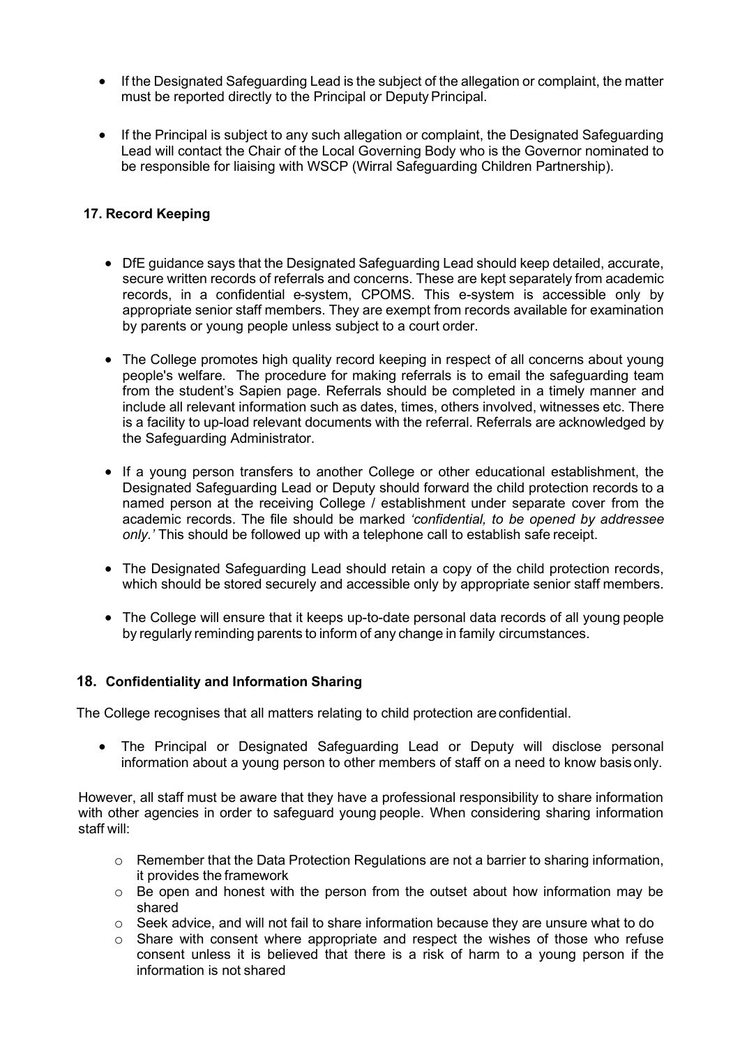- If the Designated Safeguarding Lead is the subject of the allegation or complaint, the matter must be reported directly to the Principal or Deputy Principal.

- If the Principal is subject to any such allegation or complaint, the Designated Safeguarding Lead will contact the Chair of the Local Governing Body who is the Governor nominated to be responsible for liaising with WSCP (Wirral Safeguarding Children Partnership).

## 17. Record Keeping

- DfE guidance says that the Designated Safeguarding Lead should keep detailed, accurate, secure written records of referrals and concerns. These are kept separately from academic records, in a confidential e-system, CPOMS. This e-system is accessible only by appropriate senior staff members. They are exempt from records available for examination by parents or young people unless subject to a court order.

- The College promotes high quality record keeping in respect of all concerns about young people's welfare. The procedure for making referrals is to email the safeguarding team from the student's Sapien page. Referrals should be completed in a timely manner and include all relevant information such as dates, times, others involved, witnesses etc. There is a facility to up-load relevant documents with the referral. Referrals are acknowledged by the Safeguarding Administrator.

- If a young person transfers to another College or other educational establishment, the Designated Safeguarding Lead or Deputy should forward the child protection records to a named person at the receiving College / establishment under separate cover from the academic records. The file should be marked *'confidential, to be opened by addressee only.'* This should be followed up with a telephone call to establish safe receipt.

- The Designated Safeguarding Lead should retain a copy of the child protection records, which should be stored securely and accessible only by appropriate senior staff members.

- The College will ensure that it keeps up-to-date personal data records of all young people by regularly reminding parents to inform of any change in family circumstances.

## 18. Confidentiality and Information Sharing

The College recognises that all matters relating to child protection are confidential.

- The Principal or Designated Safeguarding Lead or Deputy will disclose personal information about a young person to other members of staff on a need to know basis only.

However, all staff must be aware that they have a professional responsibility to share information with other agencies in order to safeguard young people. When considering sharing information staff will:

- Remember that the Data Protection Regulations are not a barrier to sharing information, it provides the framework
- Be open and honest with the person from the outset about how information may be shared
- Seek advice, and will not fail to share information because they are unsure what to do
- Share with consent where appropriate and respect the wishes of those who refuse consent unless it is believed that there is a risk of harm to a young person if the information is not shared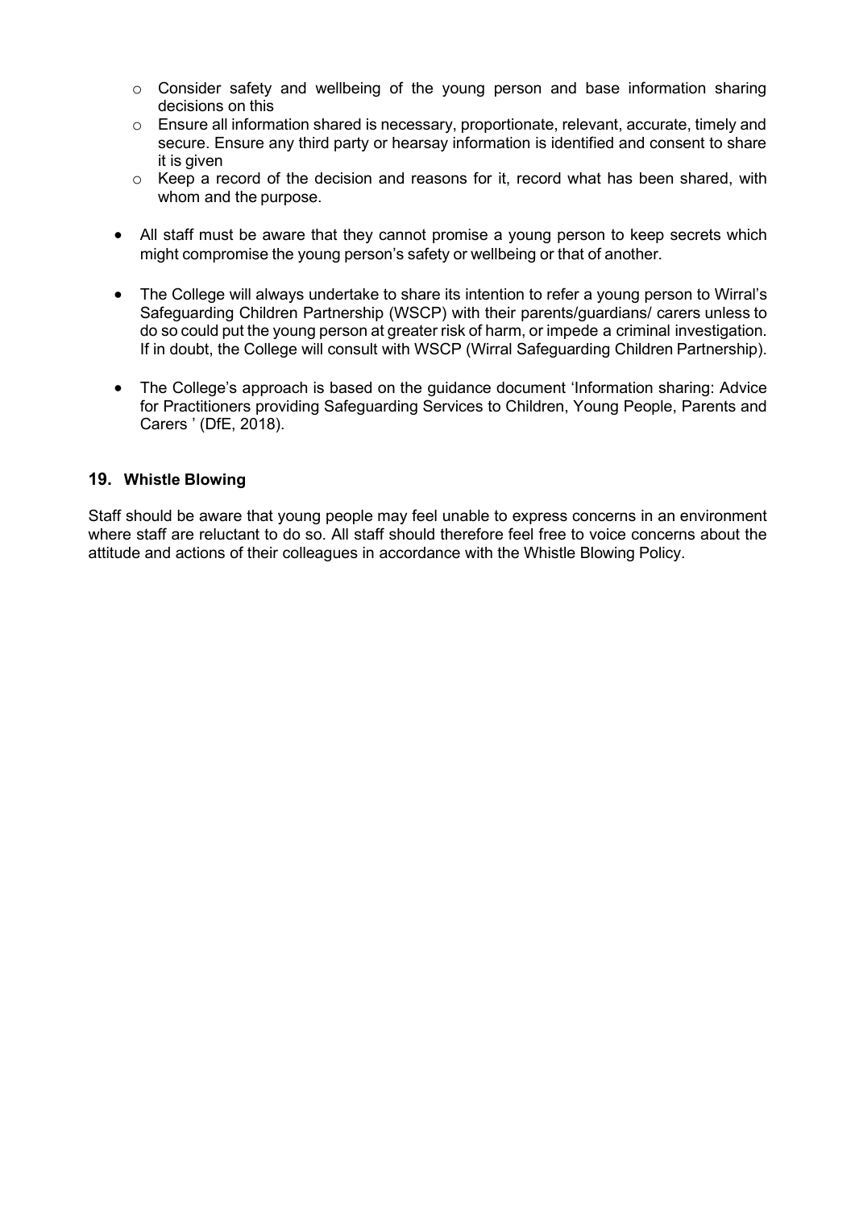- Consider safety and wellbeing of the young person and base information sharing decisions on this
  - Ensure all information shared is necessary, proportionate, relevant, accurate, timely and secure. Ensure any third party or hearsay information is identified and consent to share it is given
  - Keep a record of the decision and reasons for it, record what has been shared, with whom and the purpose.

- All staff must be aware that they cannot promise a young person to keep secrets which might compromise the young person's safety or wellbeing or that of another.

- The College will always undertake to share its intention to refer a young person to Wirral's Safeguarding Children Partnership (WSCP) with their parents/guardians/ carers unless to do so could put the young person at greater risk of harm, or impede a criminal investigation. If in doubt, the College will consult with WSCP (Wirral Safeguarding Children Partnership).

- The College's approach is based on the guidance document 'Information sharing: Advice for Practitioners providing Safeguarding Services to Children, Young People, Parents and Carers ' (DfE, 2018).

## 19. Whistle Blowing

Staff should be aware that young people may feel unable to express concerns in an environment where staff are reluctant to do so. All staff should therefore feel free to voice concerns about the attitude and actions of their colleagues in accordance with the Whistle Blowing Policy.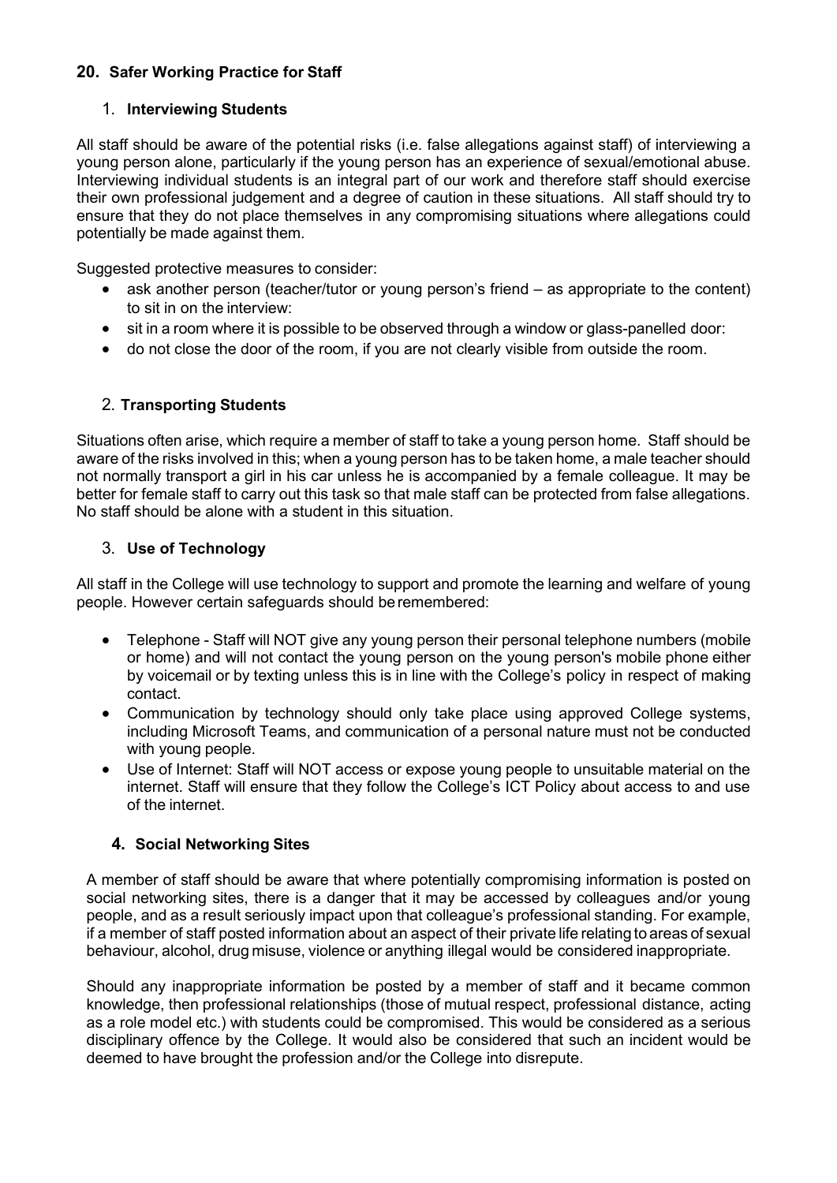## 20. Safer Working Practice for Staff

### 1. Interviewing Students

All staff should be aware of the potential risks (i.e. false allegations against staff) of interviewing a young person alone, particularly if the young person has an experience of sexual/emotional abuse. Interviewing individual students is an integral part of our work and therefore staff should exercise their own professional judgement and a degree of caution in these situations. All staff should try to ensure that they do not place themselves in any compromising situations where allegations could potentially be made against them.

Suggested protective measures to consider:

- ask another person (teacher/tutor or young person's friend – as appropriate to the content) to sit in on the interview:
- sit in a room where it is possible to be observed through a window or glass-panelled door:
- do not close the door of the room, if you are not clearly visible from outside the room.

### 2. Transporting Students

Situations often arise, which require a member of staff to take a young person home. Staff should be aware of the risks involved in this; when a young person has to be taken home, a male teacher should not normally transport a girl in his car unless he is accompanied by a female colleague. It may be better for female staff to carry out this task so that male staff can be protected from false allegations. No staff should be alone with a student in this situation.

### 3. Use of Technology

All staff in the College will use technology to support and promote the learning and welfare of young people. However certain safeguards should be remembered:

- Telephone - Staff will NOT give any young person their personal telephone numbers (mobile or home) and will not contact the young person on the young person's mobile phone either by voicemail or by texting unless this is in line with the College's policy in respect of making contact.
- Communication by technology should only take place using approved College systems, including Microsoft Teams, and communication of a personal nature must not be conducted with young people.
- Use of Internet: Staff will NOT access or expose young people to unsuitable material on the internet. Staff will ensure that they follow the College's ICT Policy about access to and use of the internet.

### 4. Social Networking Sites

A member of staff should be aware that where potentially compromising information is posted on social networking sites, there is a danger that it may be accessed by colleagues and/or young people, and as a result seriously impact upon that colleague's professional standing. For example, if a member of staff posted information about an aspect of their private life relating to areas of sexual behaviour, alcohol, drug misuse, violence or anything illegal would be considered inappropriate.

Should any inappropriate information be posted by a member of staff and it became common knowledge, then professional relationships (those of mutual respect, professional distance, acting as a role model etc.) with students could be compromised. This would be considered as a serious disciplinary offence by the College. It would also be considered that such an incident would be deemed to have brought the profession and/or the College into disrepute.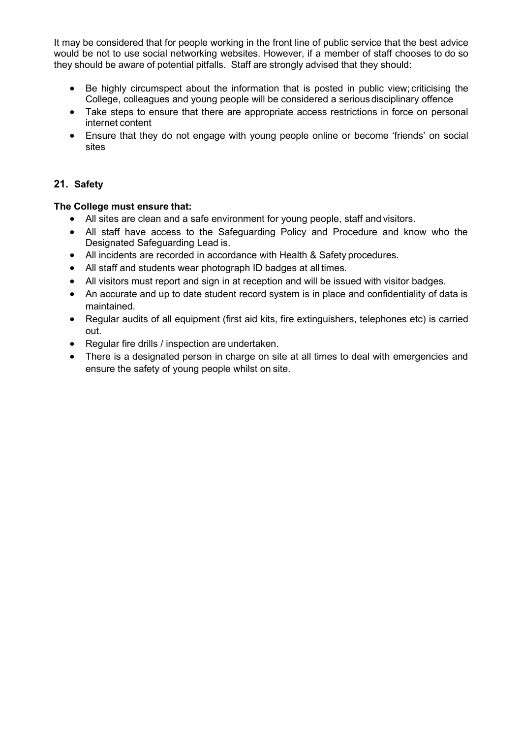It may be considered that for people working in the front line of public service that the best advice would be not to use social networking websites. However, if a member of staff chooses to do so they should be aware of potential pitfalls. Staff are strongly advised that they should:

- Be highly circumspect about the information that is posted in public view; criticising the College, colleagues and young people will be considered a serious disciplinary offence
- Take steps to ensure that there are appropriate access restrictions in force on personal internet content
- Ensure that they do not engage with young people online or become 'friends' on social sites

## 21. Safety

**The College must ensure that:**

- All sites are clean and a safe environment for young people, staff and visitors.
- All staff have access to the Safeguarding Policy and Procedure and know who the Designated Safeguarding Lead is.
- All incidents are recorded in accordance with Health & Safety procedures.
- All staff and students wear photograph ID badges at all times.
- All visitors must report and sign in at reception and will be issued with visitor badges.
- An accurate and up to date student record system is in place and confidentiality of data is maintained.
- Regular audits of all equipment (first aid kits, fire extinguishers, telephones etc) is carried out.
- Regular fire drills / inspection are undertaken.
- There is a designated person in charge on site at all times to deal with emergencies and ensure the safety of young people whilst on site.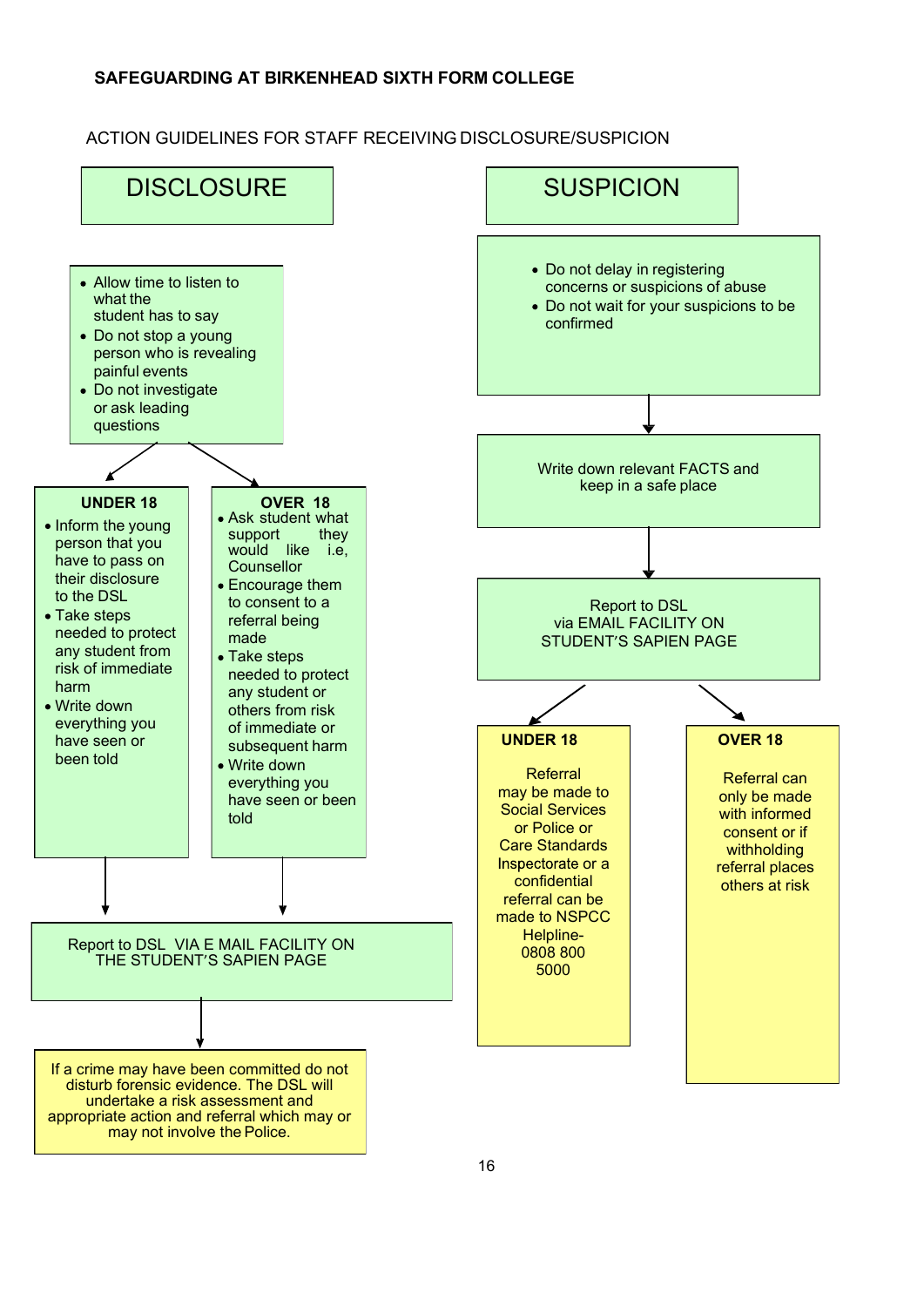**SAFEGUARDING AT BIRKENHEAD SIXTH FORM COLLEGE**

ACTION GUIDELINES FOR STAFF RECEIVING DISCLOSURE/SUSPICION

## DISCLOSURE

- Allow time to listen to what the student has to say
- Do not stop a young person who is revealing painful events
- Do not investigate or ask leading questions

**UNDER 18**

- Inform the young person that you have to pass on their disclosure to the DSL
- Take steps needed to protect any student from risk of immediate harm
- Write down everything you have seen or been told

**OVER 18**

- Ask student what support they would like i.e, Counsellor
- Encourage them to consent to a referral being made
- Take steps needed to protect any student or others from risk of immediate or subsequent harm
- Write down everything you have seen or been told

Report to DSL VIA E MAIL FACILITY ON THE STUDENT'S SAPIEN PAGE

If a crime may have been committed do not disturb forensic evidence. The DSL will undertake a risk assessment and appropriate action and referral which may or may not involve the Police.

## SUSPICION

- Do not delay in registering concerns or suspicions of abuse
- Do not wait for your suspicions to be confirmed

Write down relevant FACTS and keep in a safe place

Report to DSL via EMAIL FACILITY ON STUDENT'S SAPIEN PAGE

**UNDER 18**

Referral may be made to Social Services or Police or Care Standards Inspectorate or a confidential referral can be made to NSPCC Helpline- 0808 800 5000

**OVER 18**

Referral can only be made with informed consent or if withholding referral places others at risk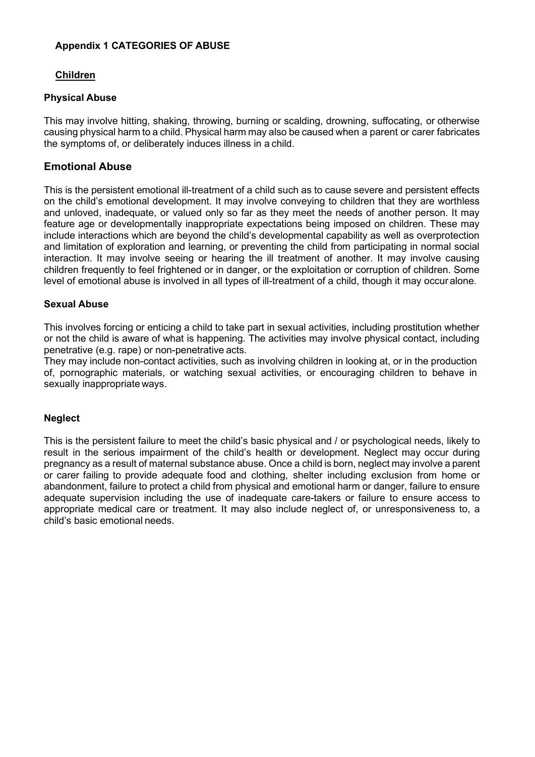## Appendix 1 CATEGORIES OF ABUSE

### Children

#### Physical Abuse

This may involve hitting, shaking, throwing, burning or scalding, drowning, suffocating, or otherwise causing physical harm to a child. Physical harm may also be caused when a parent or carer fabricates the symptoms of, or deliberately induces illness in a child.

#### Emotional Abuse

This is the persistent emotional ill-treatment of a child such as to cause severe and persistent effects on the child's emotional development. It may involve conveying to children that they are worthless and unloved, inadequate, or valued only so far as they meet the needs of another person. It may feature age or developmentally inappropriate expectations being imposed on children. These may include interactions which are beyond the child's developmental capability as well as overprotection and limitation of exploration and learning, or preventing the child from participating in normal social interaction. It may involve seeing or hearing the ill treatment of another. It may involve causing children frequently to feel frightened or in danger, or the exploitation or corruption of children. Some level of emotional abuse is involved in all types of ill-treatment of a child, though it may occur alone.

#### Sexual Abuse

This involves forcing or enticing a child to take part in sexual activities, including prostitution whether or not the child is aware of what is happening. The activities may involve physical contact, including penetrative (e.g. rape) or non-penetrative acts.
They may include non-contact activities, such as involving children in looking at, or in the production of, pornographic materials, or watching sexual activities, or encouraging children to behave in sexually inappropriate ways.

#### Neglect

This is the persistent failure to meet the child's basic physical and / or psychological needs, likely to result in the serious impairment of the child's health or development. Neglect may occur during pregnancy as a result of maternal substance abuse. Once a child is born, neglect may involve a parent or carer failing to provide adequate food and clothing, shelter including exclusion from home or abandonment, failure to protect a child from physical and emotional harm or danger, failure to ensure adequate supervision including the use of inadequate care-takers or failure to ensure access to appropriate medical care or treatment. It may also include neglect of, or unresponsiveness to, a child's basic emotional needs.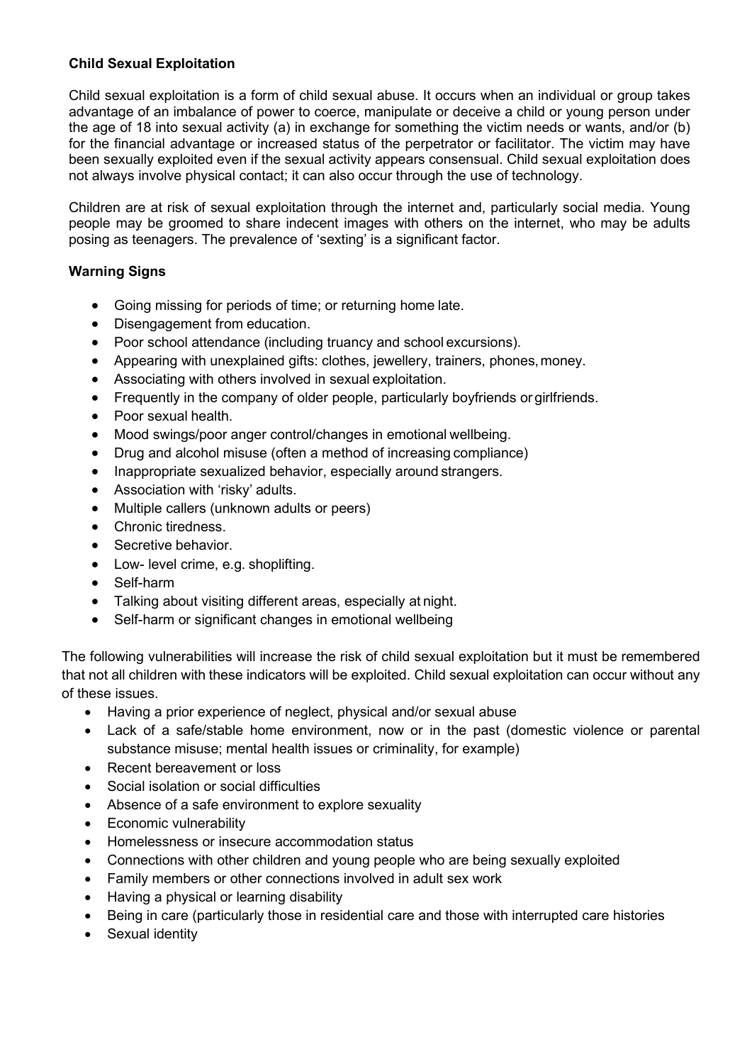**Child Sexual Exploitation**

Child sexual exploitation is a form of child sexual abuse. It occurs when an individual or group takes advantage of an imbalance of power to coerce, manipulate or deceive a child or young person under the age of 18 into sexual activity (a) in exchange for something the victim needs or wants, and/or (b) for the financial advantage or increased status of the perpetrator or facilitator. The victim may have been sexually exploited even if the sexual activity appears consensual. Child sexual exploitation does not always involve physical contact; it can also occur through the use of technology.

Children are at risk of sexual exploitation through the internet and, particularly social media. Young people may be groomed to share indecent images with others on the internet, who may be adults posing as teenagers. The prevalence of 'sexting' is a significant factor.

**Warning Signs**

- Going missing for periods of time; or returning home late.
- Disengagement from education.
- Poor school attendance (including truancy and school excursions).
- Appearing with unexplained gifts: clothes, jewellery, trainers, phones, money.
- Associating with others involved in sexual exploitation.
- Frequently in the company of older people, particularly boyfriends or girlfriends.
- Poor sexual health.
- Mood swings/poor anger control/changes in emotional wellbeing.
- Drug and alcohol misuse (often a method of increasing compliance)
- Inappropriate sexualized behavior, especially around strangers.
- Association with 'risky' adults.
- Multiple callers (unknown adults or peers)
- Chronic tiredness.
- Secretive behavior.
- Low- level crime, e.g. shoplifting.
- Self-harm
- Talking about visiting different areas, especially at night.
- Self-harm or significant changes in emotional wellbeing

The following vulnerabilities will increase the risk of child sexual exploitation but it must be remembered that not all children with these indicators will be exploited. Child sexual exploitation can occur without any of these issues.

- Having a prior experience of neglect, physical and/or sexual abuse
- Lack of a safe/stable home environment, now or in the past (domestic violence or parental substance misuse; mental health issues or criminality, for example)
- Recent bereavement or loss
- Social isolation or social difficulties
- Absence of a safe environment to explore sexuality
- Economic vulnerability
- Homelessness or insecure accommodation status
- Connections with other children and young people who are being sexually exploited
- Family members or other connections involved in adult sex work
- Having a physical or learning disability
- Being in care (particularly those in residential care and those with interrupted care histories
- Sexual identity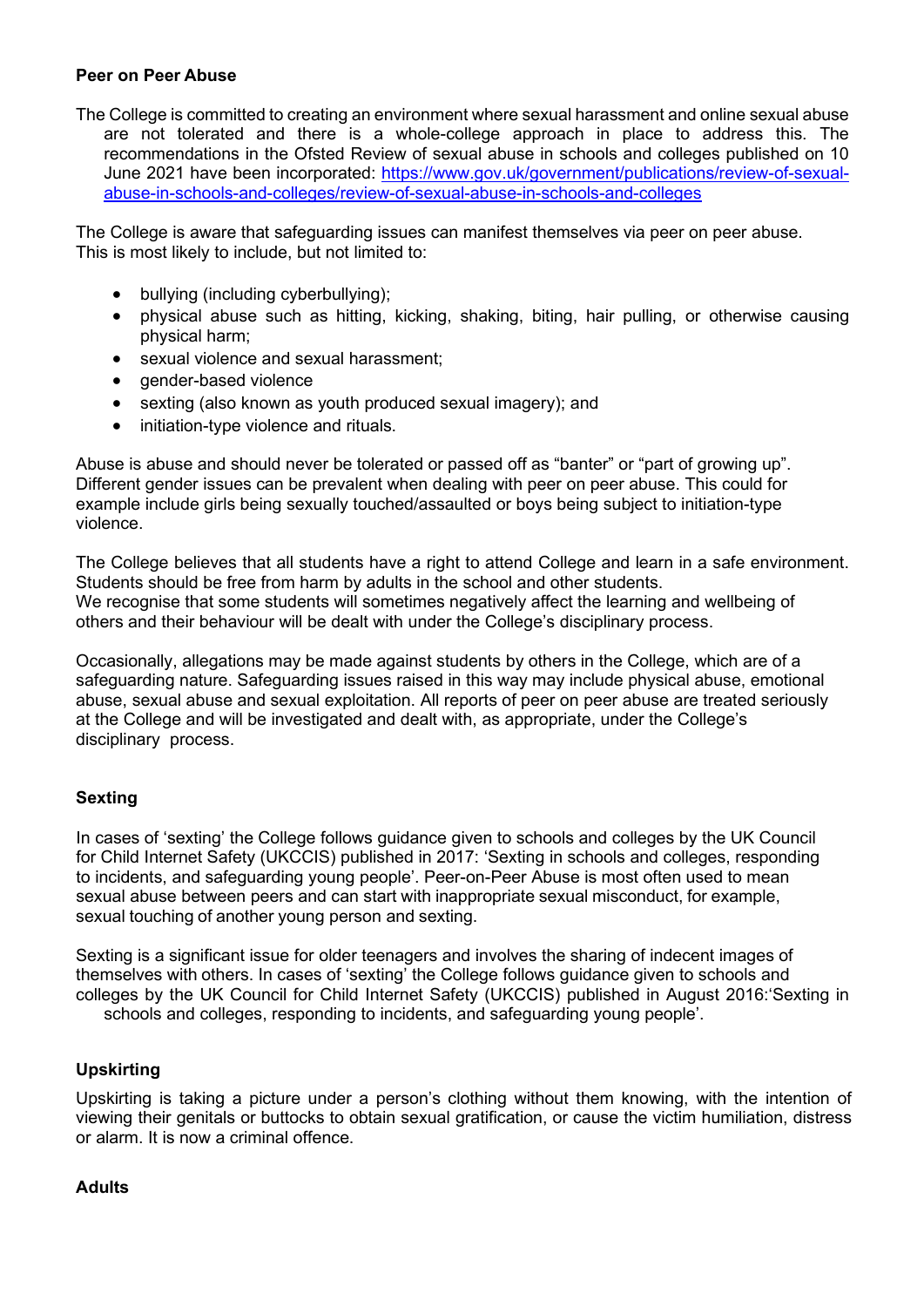**Peer on Peer Abuse**

The College is committed to creating an environment where sexual harassment and online sexual abuse are not tolerated and there is a whole-college approach in place to address this. The recommendations in the Ofsted Review of sexual abuse in schools and colleges published on 10 June 2021 have been incorporated: [https://www.gov.uk/government/publications/review-of-sexual-abuse-in-schools-and-colleges/review-of-sexual-abuse-in-schools-and-colleges](https://www.gov.uk/government/publications/review-of-sexual-abuse-in-schools-and-colleges/review-of-sexual-abuse-in-schools-and-colleges)

The College is aware that safeguarding issues can manifest themselves via peer on peer abuse. This is most likely to include, but not limited to:

- bullying (including cyberbullying);
- physical abuse such as hitting, kicking, shaking, biting, hair pulling, or otherwise causing physical harm;
- sexual violence and sexual harassment;
- gender-based violence
- sexting (also known as youth produced sexual imagery); and
- initiation-type violence and rituals.

Abuse is abuse and should never be tolerated or passed off as "banter" or "part of growing up". Different gender issues can be prevalent when dealing with peer on peer abuse. This could for example include girls being sexually touched/assaulted or boys being subject to initiation-type violence.

The College believes that all students have a right to attend College and learn in a safe environment. Students should be free from harm by adults in the school and other students.
We recognise that some students will sometimes negatively affect the learning and wellbeing of others and their behaviour will be dealt with under the College's disciplinary process.

Occasionally, allegations may be made against students by others in the College, which are of a safeguarding nature. Safeguarding issues raised in this way may include physical abuse, emotional abuse, sexual abuse and sexual exploitation. All reports of peer on peer abuse are treated seriously at the College and will be investigated and dealt with, as appropriate, under the College's disciplinary process.

**Sexting**

In cases of 'sexting' the College follows guidance given to schools and colleges by the UK Council for Child Internet Safety (UKCCIS) published in 2017: 'Sexting in schools and colleges, responding to incidents, and safeguarding young people'. Peer-on-Peer Abuse is most often used to mean sexual abuse between peers and can start with inappropriate sexual misconduct, for example, sexual touching of another young person and sexting.

Sexting is a significant issue for older teenagers and involves the sharing of indecent images of themselves with others. In cases of 'sexting' the College follows guidance given to schools and colleges by the UK Council for Child Internet Safety (UKCCIS) published in August 2016:'Sexting in schools and colleges, responding to incidents, and safeguarding young people'.

**Upskirting**

Upskirting is taking a picture under a person's clothing without them knowing, with the intention of viewing their genitals or buttocks to obtain sexual gratification, or cause the victim humiliation, distress or alarm. It is now a criminal offence.

**Adults**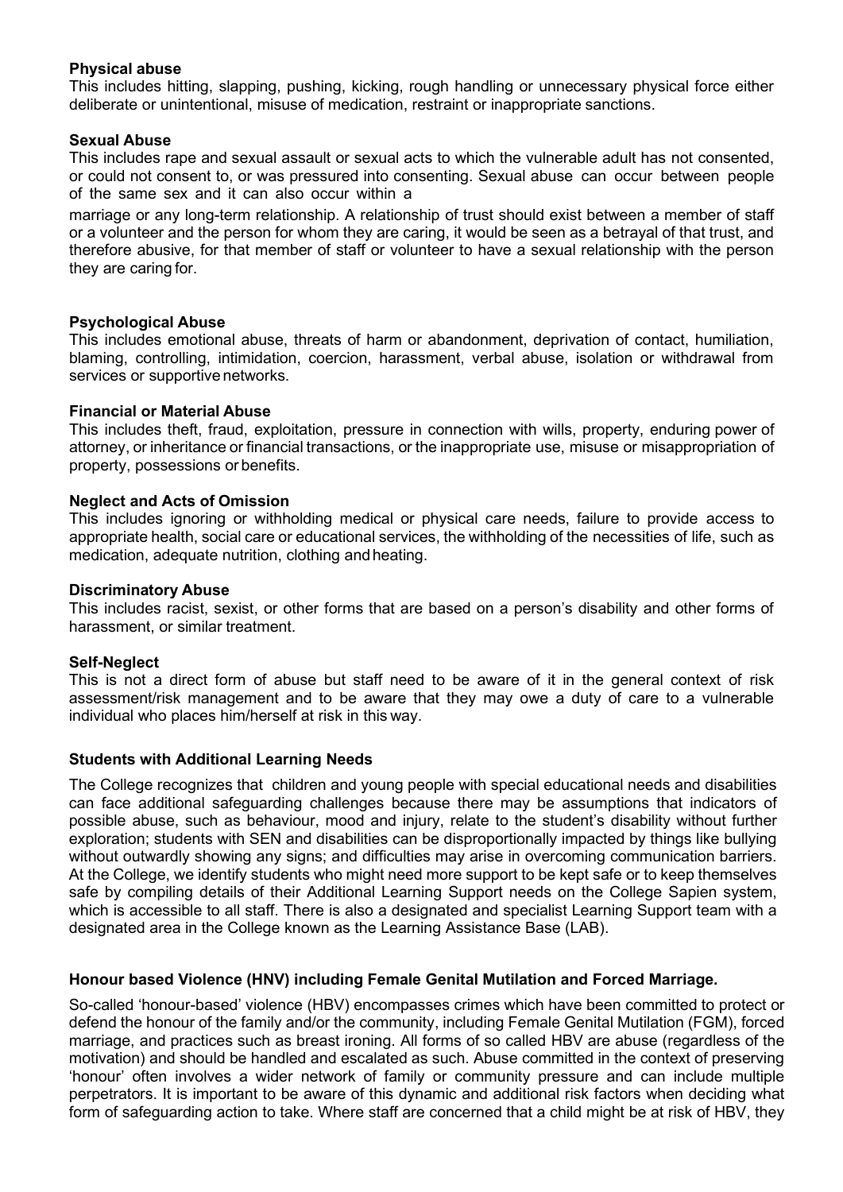**Physical abuse**

This includes hitting, slapping, pushing, kicking, rough handling or unnecessary physical force either deliberate or unintentional, misuse of medication, restraint or inappropriate sanctions.

**Sexual Abuse**

This includes rape and sexual assault or sexual acts to which the vulnerable adult has not consented, or could not consent to, or was pressured into consenting. Sexual abuse can occur between people of the same sex and it can also occur within a marriage or any long-term relationship. A relationship of trust should exist between a member of staff or a volunteer and the person for whom they are caring, it would be seen as a betrayal of that trust, and therefore abusive, for that member of staff or volunteer to have a sexual relationship with the person they are caring for.

**Psychological Abuse**

This includes emotional abuse, threats of harm or abandonment, deprivation of contact, humiliation, blaming, controlling, intimidation, coercion, harassment, verbal abuse, isolation or withdrawal from services or supportive networks.

**Financial or Material Abuse**

This includes theft, fraud, exploitation, pressure in connection with wills, property, enduring power of attorney, or inheritance or financial transactions, or the inappropriate use, misuse or misappropriation of property, possessions or benefits.

**Neglect and Acts of Omission**

This includes ignoring or withholding medical or physical care needs, failure to provide access to appropriate health, social care or educational services, the withholding of the necessities of life, such as medication, adequate nutrition, clothing and heating.

**Discriminatory Abuse**

This includes racist, sexist, or other forms that are based on a person's disability and other forms of harassment, or similar treatment.

**Self-Neglect**

This is not a direct form of abuse but staff need to be aware of it in the general context of risk assessment/risk management and to be aware that they may owe a duty of care to a vulnerable individual who places him/herself at risk in this way.

**Students with Additional Learning Needs**

The College recognizes that children and young people with special educational needs and disabilities can face additional safeguarding challenges because there may be assumptions that indicators of possible abuse, such as behaviour, mood and injury, relate to the student's disability without further exploration; students with SEN and disabilities can be disproportionally impacted by things like bullying without outwardly showing any signs; and difficulties may arise in overcoming communication barriers. At the College, we identify students who might need more support to be kept safe or to keep themselves safe by compiling details of their Additional Learning Support needs on the College Sapien system, which is accessible to all staff. There is also a designated and specialist Learning Support team with a designated area in the College known as the Learning Assistance Base (LAB).

**Honour based Violence (HNV) including Female Genital Mutilation and Forced Marriage.**

So-called 'honour-based' violence (HBV) encompasses crimes which have been committed to protect or defend the honour of the family and/or the community, including Female Genital Mutilation (FGM), forced marriage, and practices such as breast ironing. All forms of so called HBV are abuse (regardless of the motivation) and should be handled and escalated as such. Abuse committed in the context of preserving 'honour' often involves a wider network of family or community pressure and can include multiple perpetrators. It is important to be aware of this dynamic and additional risk factors when deciding what form of safeguarding action to take. Where staff are concerned that a child might be at risk of HBV, they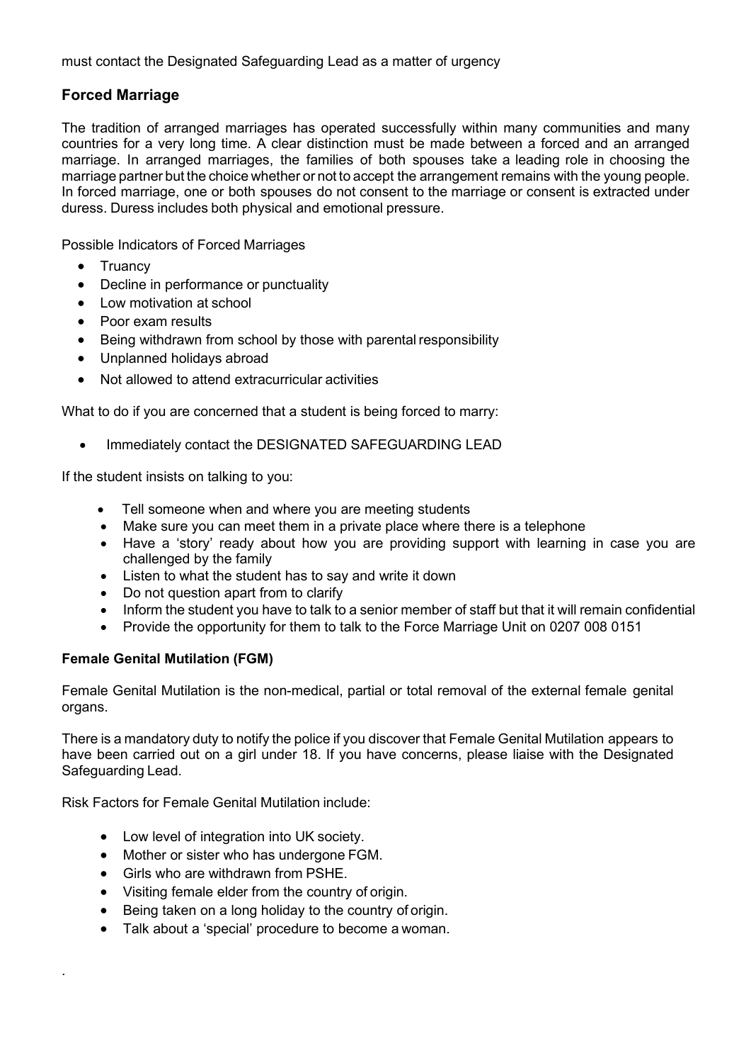must contact the Designated Safeguarding Lead as a matter of urgency

## Forced Marriage

The tradition of arranged marriages has operated successfully within many communities and many countries for a very long time. A clear distinction must be made between a forced and an arranged marriage. In arranged marriages, the families of both spouses take a leading role in choosing the marriage partner but the choice whether or not to accept the arrangement remains with the young people. In forced marriage, one or both spouses do not consent to the marriage or consent is extracted under duress. Duress includes both physical and emotional pressure.

Possible Indicators of Forced Marriages

- Truancy
- Decline in performance or punctuality
- Low motivation at school
- Poor exam results
- Being withdrawn from school by those with parental responsibility
- Unplanned holidays abroad
- Not allowed to attend extracurricular activities

What to do if you are concerned that a student is being forced to marry:

- Immediately contact the DESIGNATED SAFEGUARDING LEAD

If the student insists on talking to you:

- Tell someone when and where you are meeting students
- Make sure you can meet them in a private place where there is a telephone
- Have a 'story' ready about how you are providing support with learning in case you are challenged by the family
- Listen to what the student has to say and write it down
- Do not question apart from to clarify
- Inform the student you have to talk to a senior member of staff but that it will remain confidential
- Provide the opportunity for them to talk to the Force Marriage Unit on 0207 008 0151

### Female Genital Mutilation (FGM)

Female Genital Mutilation is the non-medical, partial or total removal of the external female genital organs.

There is a mandatory duty to notify the police if you discover that Female Genital Mutilation appears to have been carried out on a girl under 18. If you have concerns, please liaise with the Designated Safeguarding Lead.

Risk Factors for Female Genital Mutilation include:

- Low level of integration into UK society.
- Mother or sister who has undergone FGM.
- Girls who are withdrawn from PSHE.
- Visiting female elder from the country of origin.
- Being taken on a long holiday to the country of origin.
- Talk about a 'special' procedure to become a woman.

.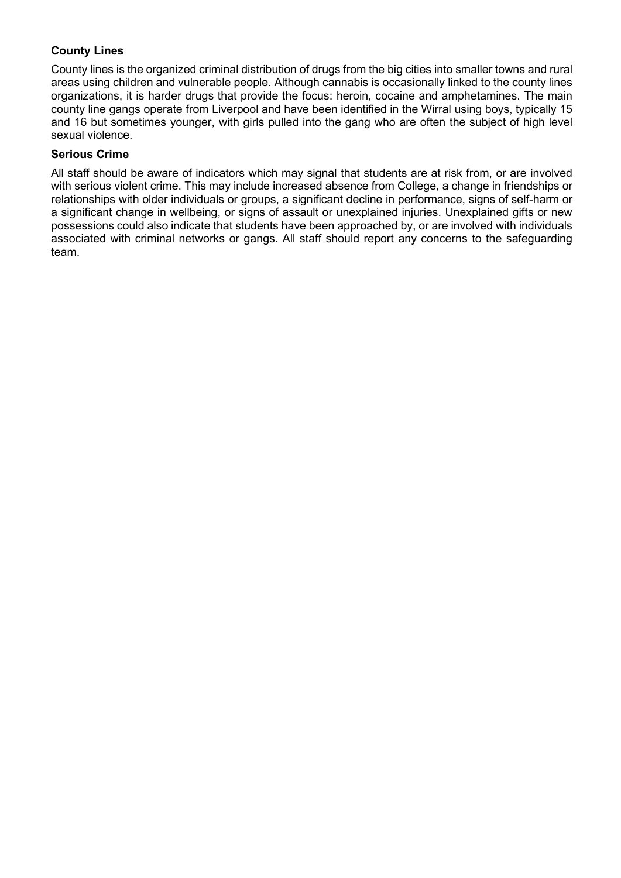**County Lines**

County lines is the organized criminal distribution of drugs from the big cities into smaller towns and rural areas using children and vulnerable people. Although cannabis is occasionally linked to the county lines organizations, it is harder drugs that provide the focus: heroin, cocaine and amphetamines. The main county line gangs operate from Liverpool and have been identified in the Wirral using boys, typically 15 and 16 but sometimes younger, with girls pulled into the gang who are often the subject of high level sexual violence.

**Serious Crime**

All staff should be aware of indicators which may signal that students are at risk from, or are involved with serious violent crime. This may include increased absence from College, a change in friendships or relationships with older individuals or groups, a significant decline in performance, signs of self-harm or a significant change in wellbeing, or signs of assault or unexplained injuries. Unexplained gifts or new possessions could also indicate that students have been approached by, or are involved with individuals associated with criminal networks or gangs. All staff should report any concerns to the safeguarding team.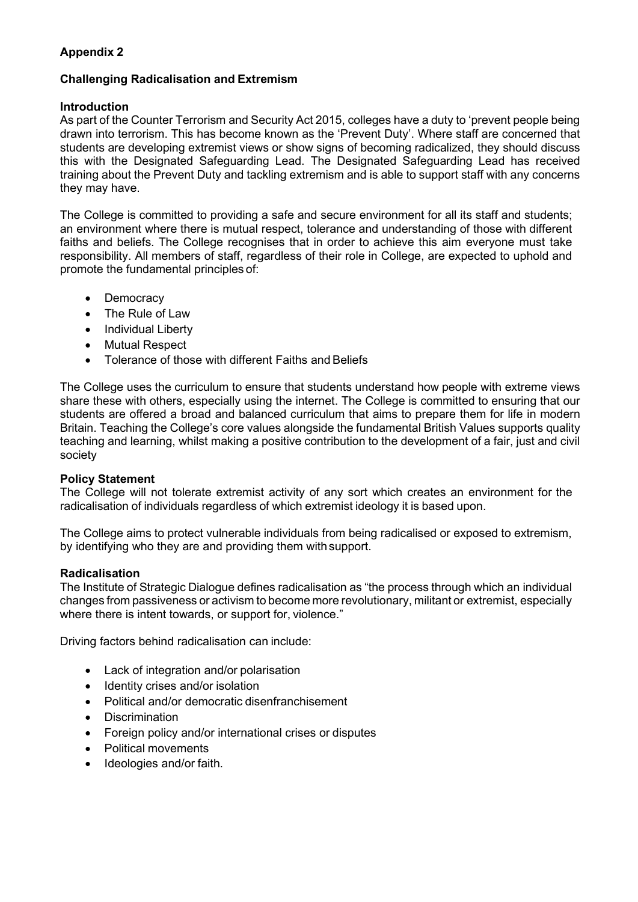**Appendix 2**

**Challenging Radicalisation and Extremism**

**Introduction**

As part of the Counter Terrorism and Security Act 2015, colleges have a duty to 'prevent people being drawn into terrorism. This has become known as the 'Prevent Duty'. Where staff are concerned that students are developing extremist views or show signs of becoming radicalized, they should discuss this with the Designated Safeguarding Lead. The Designated Safeguarding Lead has received training about the Prevent Duty and tackling extremism and is able to support staff with any concerns they may have.

The College is committed to providing a safe and secure environment for all its staff and students; an environment where there is mutual respect, tolerance and understanding of those with different faiths and beliefs. The College recognises that in order to achieve this aim everyone must take responsibility. All members of staff, regardless of their role in College, are expected to uphold and promote the fundamental principles of:

- Democracy
- The Rule of Law
- Individual Liberty
- Mutual Respect
- Tolerance of those with different Faiths and Beliefs

The College uses the curriculum to ensure that students understand how people with extreme views share these with others, especially using the internet. The College is committed to ensuring that our students are offered a broad and balanced curriculum that aims to prepare them for life in modern Britain. Teaching the College's core values alongside the fundamental British Values supports quality teaching and learning, whilst making a positive contribution to the development of a fair, just and civil society

**Policy Statement**

The College will not tolerate extremist activity of any sort which creates an environment for the radicalisation of individuals regardless of which extremist ideology it is based upon.

The College aims to protect vulnerable individuals from being radicalised or exposed to extremism, by identifying who they are and providing them with support.

**Radicalisation**

The Institute of Strategic Dialogue defines radicalisation as "the process through which an individual changes from passiveness or activism to become more revolutionary, militant or extremist, especially where there is intent towards, or support for, violence."

Driving factors behind radicalisation can include:

- Lack of integration and/or polarisation
- Identity crises and/or isolation
- Political and/or democratic disenfranchisement
- Discrimination
- Foreign policy and/or international crises or disputes
- Political movements
- Ideologies and/or faith.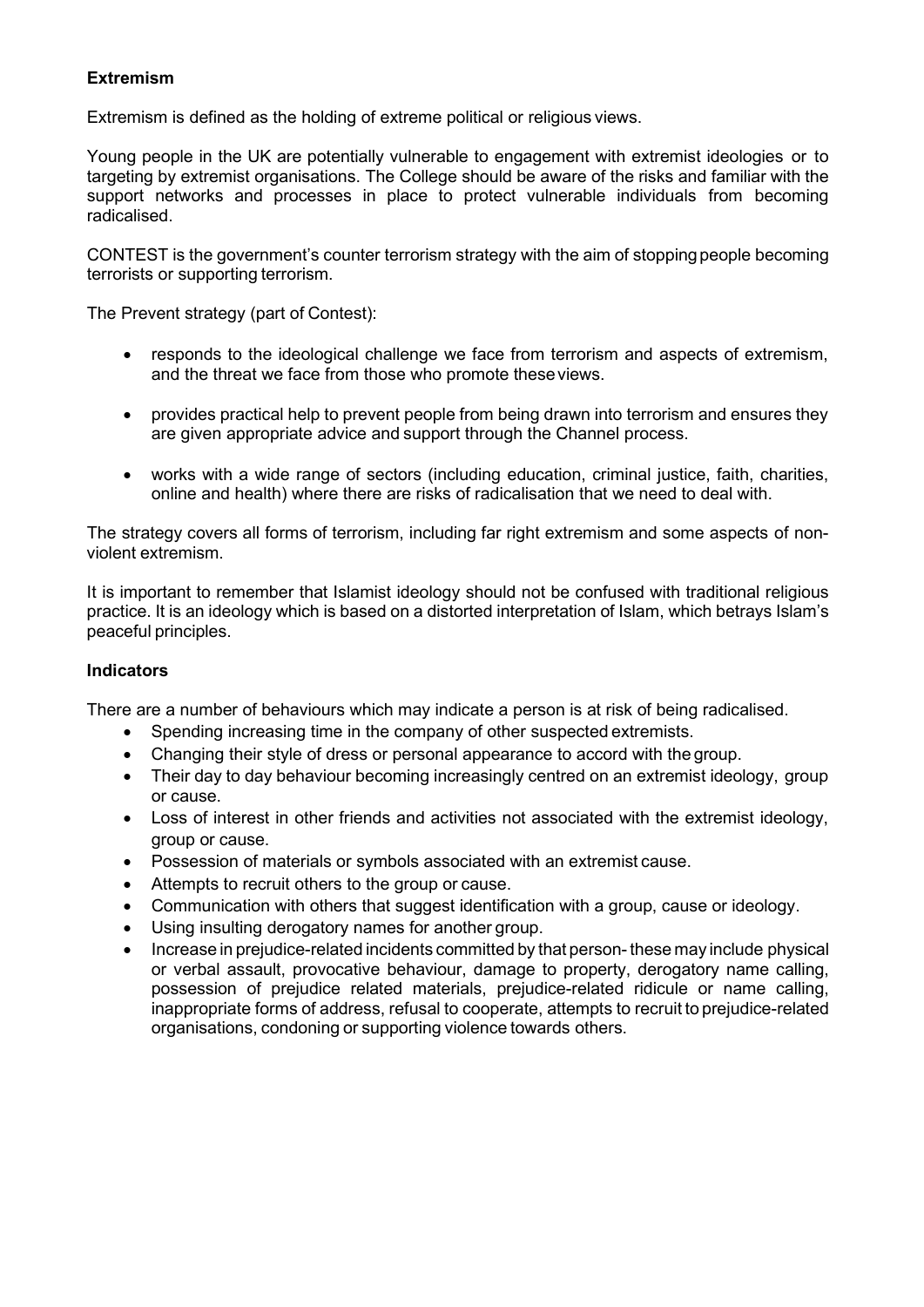**Extremism**

Extremism is defined as the holding of extreme political or religious views.

Young people in the UK are potentially vulnerable to engagement with extremist ideologies or to targeting by extremist organisations. The College should be aware of the risks and familiar with the support networks and processes in place to protect vulnerable individuals from becoming radicalised.

CONTEST is the government's counter terrorism strategy with the aim of stopping people becoming terrorists or supporting terrorism.

The Prevent strategy (part of Contest):

- responds to the ideological challenge we face from terrorism and aspects of extremism, and the threat we face from those who promote these views.
- provides practical help to prevent people from being drawn into terrorism and ensures they are given appropriate advice and support through the Channel process.
- works with a wide range of sectors (including education, criminal justice, faith, charities, online and health) where there are risks of radicalisation that we need to deal with.

The strategy covers all forms of terrorism, including far right extremism and some aspects of non-violent extremism.

It is important to remember that Islamist ideology should not be confused with traditional religious practice. It is an ideology which is based on a distorted interpretation of Islam, which betrays Islam's peaceful principles.

**Indicators**

There are a number of behaviours which may indicate a person is at risk of being radicalised.

- Spending increasing time in the company of other suspected extremists.
- Changing their style of dress or personal appearance to accord with the group.
- Their day to day behaviour becoming increasingly centred on an extremist ideology, group or cause.
- Loss of interest in other friends and activities not associated with the extremist ideology, group or cause.
- Possession of materials or symbols associated with an extremist cause.
- Attempts to recruit others to the group or cause.
- Communication with others that suggest identification with a group, cause or ideology.
- Using insulting derogatory names for another group.
- Increase in prejudice-related incidents committed by that person- these may include physical or verbal assault, provocative behaviour, damage to property, derogatory name calling, possession of prejudice related materials, prejudice-related ridicule or name calling, inappropriate forms of address, refusal to cooperate, attempts to recruit to prejudice-related organisations, condoning or supporting violence towards others.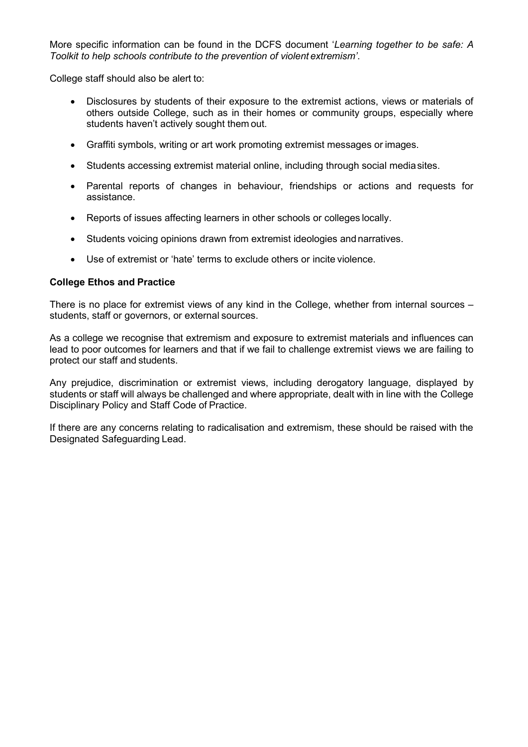More specific information can be found in the DCFS document '*Learning together to be safe: A Toolkit to help schools contribute to the prevention of violent extremism'*.

College staff should also be alert to:

- Disclosures by students of their exposure to the extremist actions, views or materials of others outside College, such as in their homes or community groups, especially where students haven't actively sought them out.
- Graffiti symbols, writing or art work promoting extremist messages or images.
- Students accessing extremist material online, including through social media sites.
- Parental reports of changes in behaviour, friendships or actions and requests for assistance.
- Reports of issues affecting learners in other schools or colleges locally.
- Students voicing opinions drawn from extremist ideologies and narratives.
- Use of extremist or 'hate' terms to exclude others or incite violence.

**College Ethos and Practice**

There is no place for extremist views of any kind in the College, whether from internal sources – students, staff or governors, or external sources.

As a college we recognise that extremism and exposure to extremist materials and influences can lead to poor outcomes for learners and that if we fail to challenge extremist views we are failing to protect our staff and students.

Any prejudice, discrimination or extremist views, including derogatory language, displayed by students or staff will always be challenged and where appropriate, dealt with in line with the College Disciplinary Policy and Staff Code of Practice.

If there are any concerns relating to radicalisation and extremism, these should be raised with the Designated Safeguarding Lead.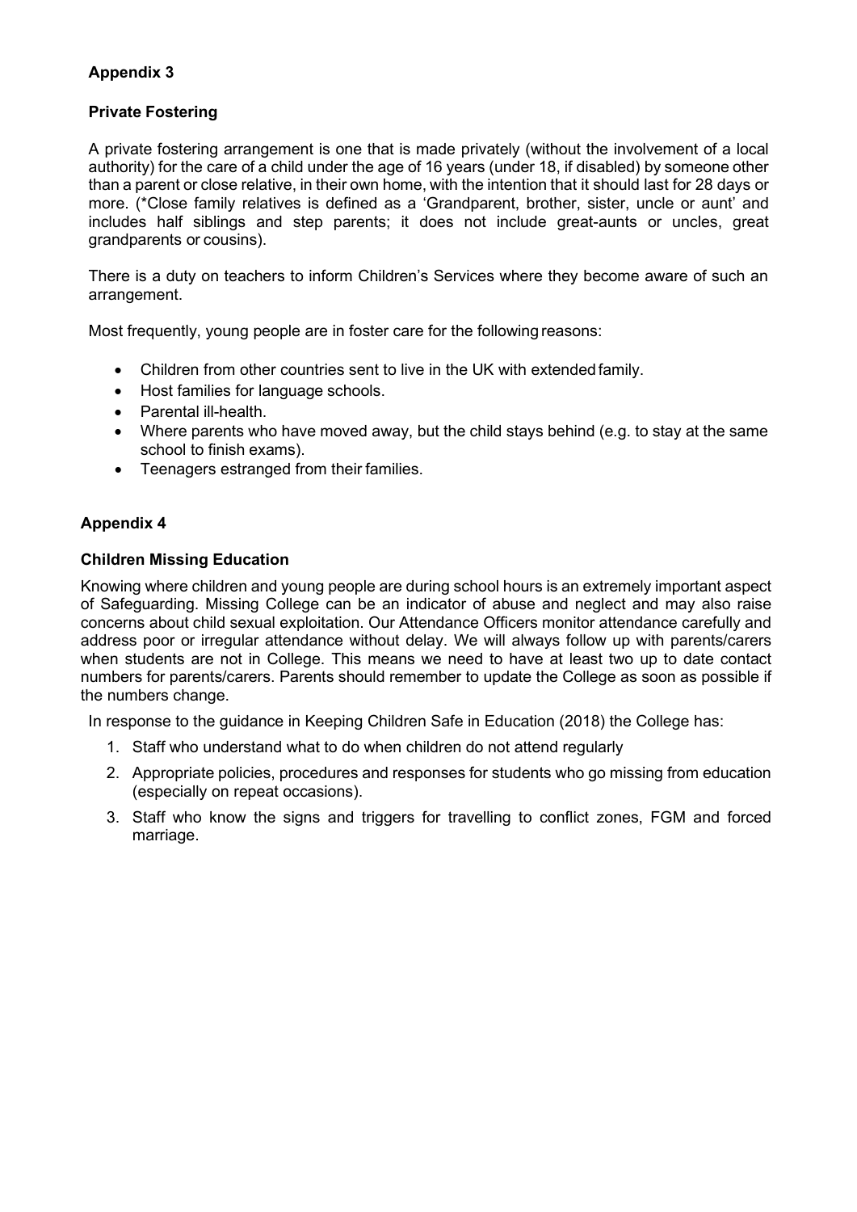## Appendix 3

### Private Fostering

A private fostering arrangement is one that is made privately (without the involvement of a local authority) for the care of a child under the age of 16 years (under 18, if disabled) by someone other than a parent or close relative, in their own home, with the intention that it should last for 28 days or more. (*Close family relatives is defined as a 'Grandparent, brother, sister, uncle or aunt' and includes half siblings and step parents; it does not include great-aunts or uncles, great grandparents or cousins).

There is a duty on teachers to inform Children's Services where they become aware of such an arrangement.

Most frequently, young people are in foster care for the following reasons:

- Children from other countries sent to live in the UK with extended family.
- Host families for language schools.
- Parental ill-health.
- Where parents who have moved away, but the child stays behind (e.g. to stay at the same school to finish exams).
- Teenagers estranged from their families.

## Appendix 4

### Children Missing Education

Knowing where children and young people are during school hours is an extremely important aspect of Safeguarding. Missing College can be an indicator of abuse and neglect and may also raise concerns about child sexual exploitation. Our Attendance Officers monitor attendance carefully and address poor or irregular attendance without delay. We will always follow up with parents/carers when students are not in College. This means we need to have at least two up to date contact numbers for parents/carers. Parents should remember to update the College as soon as possible if the numbers change.

In response to the guidance in Keeping Children Safe in Education (2018) the College has:

1. Staff who understand what to do when children do not attend regularly
2. Appropriate policies, procedures and responses for students who go missing from education (especially on repeat occasions).
3. Staff who know the signs and triggers for travelling to conflict zones, FGM and forced marriage.